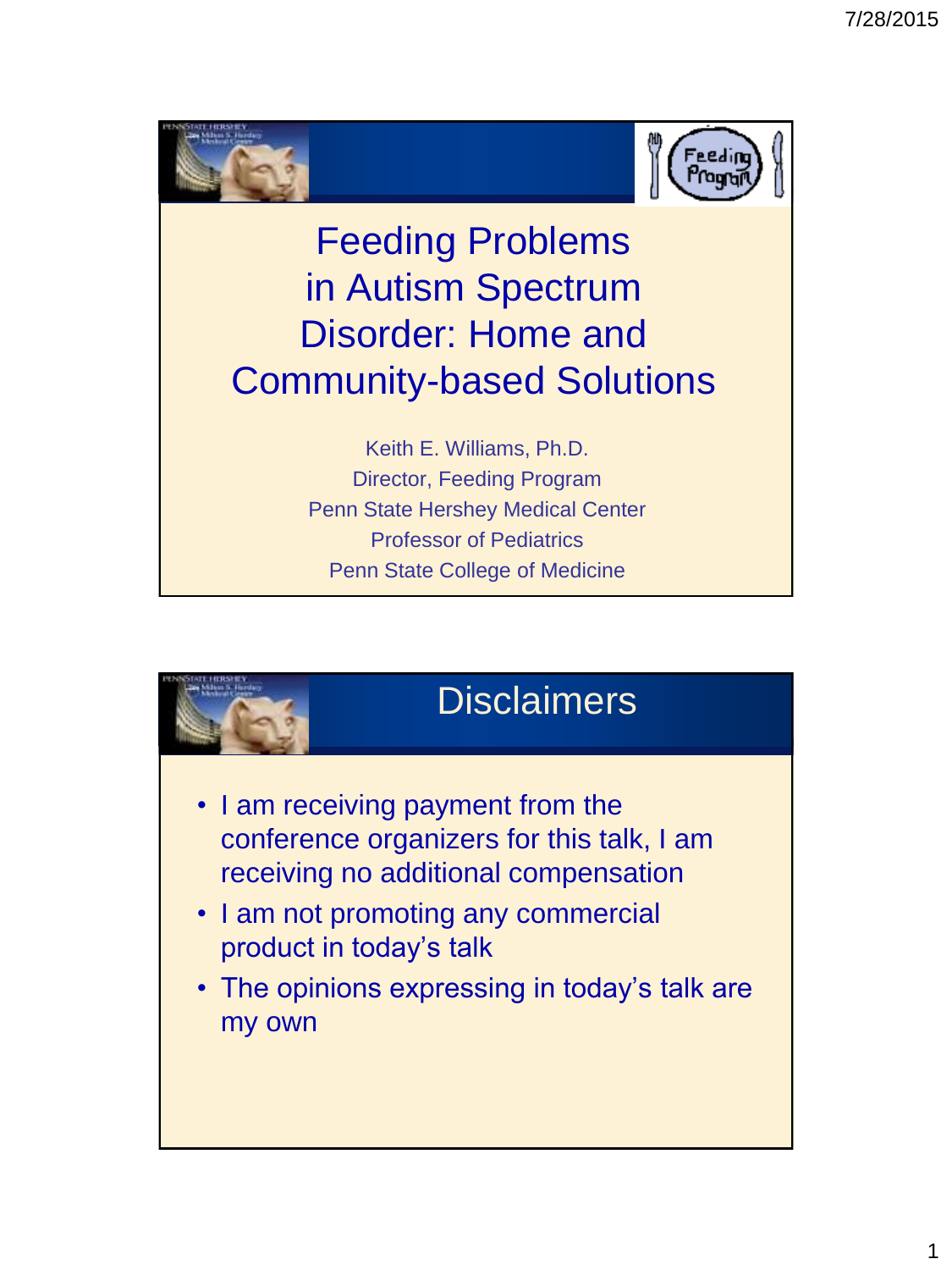# Feeding Problems in Autism Spectrum Disorder: Home and Community-based Solutions

Keith E. Williams, Ph.D.
Director, Feeding Program
Penn State Hershey Medical Center
Professor of Pediatrics
Penn State College of Medicine

## Disclaimers

- I am receiving payment from the conference organizers for this talk, I am receiving no additional compensation
- I am not promoting any commercial product in today's talk
- The opinions expressing in today's talk are my own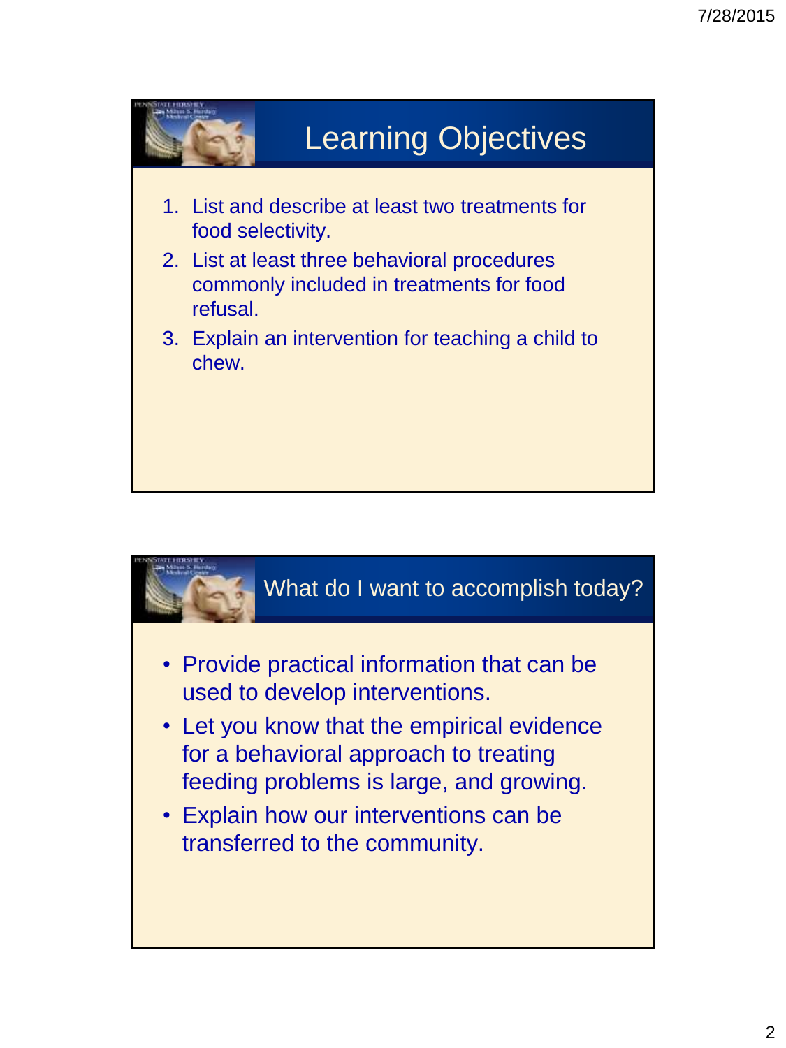## Learning Objectives

1. List and describe at least two treatments for food selectivity.
2. List at least three behavioral procedures commonly included in treatments for food refusal.
3. Explain an intervention for teaching a child to chew.

## What do I want to accomplish today?

- Provide practical information that can be used to develop interventions.
- Let you know that the empirical evidence for a behavioral approach to treating feeding problems is large, and growing.
- Explain how our interventions can be transferred to the community.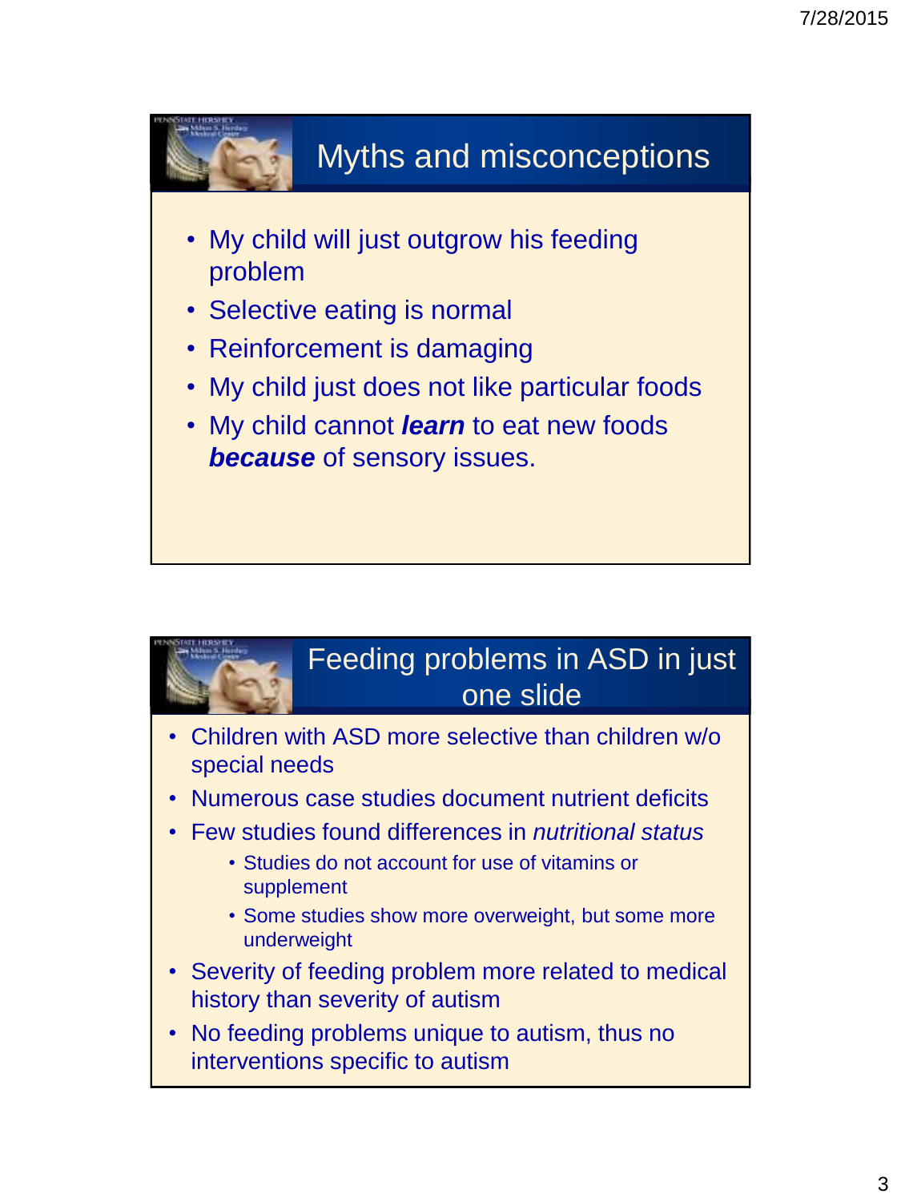## Myths and misconceptions

- My child will just outgrow his feeding problem
- Selective eating is normal
- Reinforcement is damaging
- My child just does not like particular foods
- My child cannot ***learn*** to eat new foods ***because*** of sensory issues.

## Feeding problems in ASD in just one slide

- Children with ASD more selective than children w/o special needs
- Numerous case studies document nutrient deficits
- Few studies found differences in *nutritional status*
  - Studies do not account for use of vitamins or supplement
  - Some studies show more overweight, but some more underweight
- Severity of feeding problem more related to medical history than severity of autism
- No feeding problems unique to autism, thus no interventions specific to autism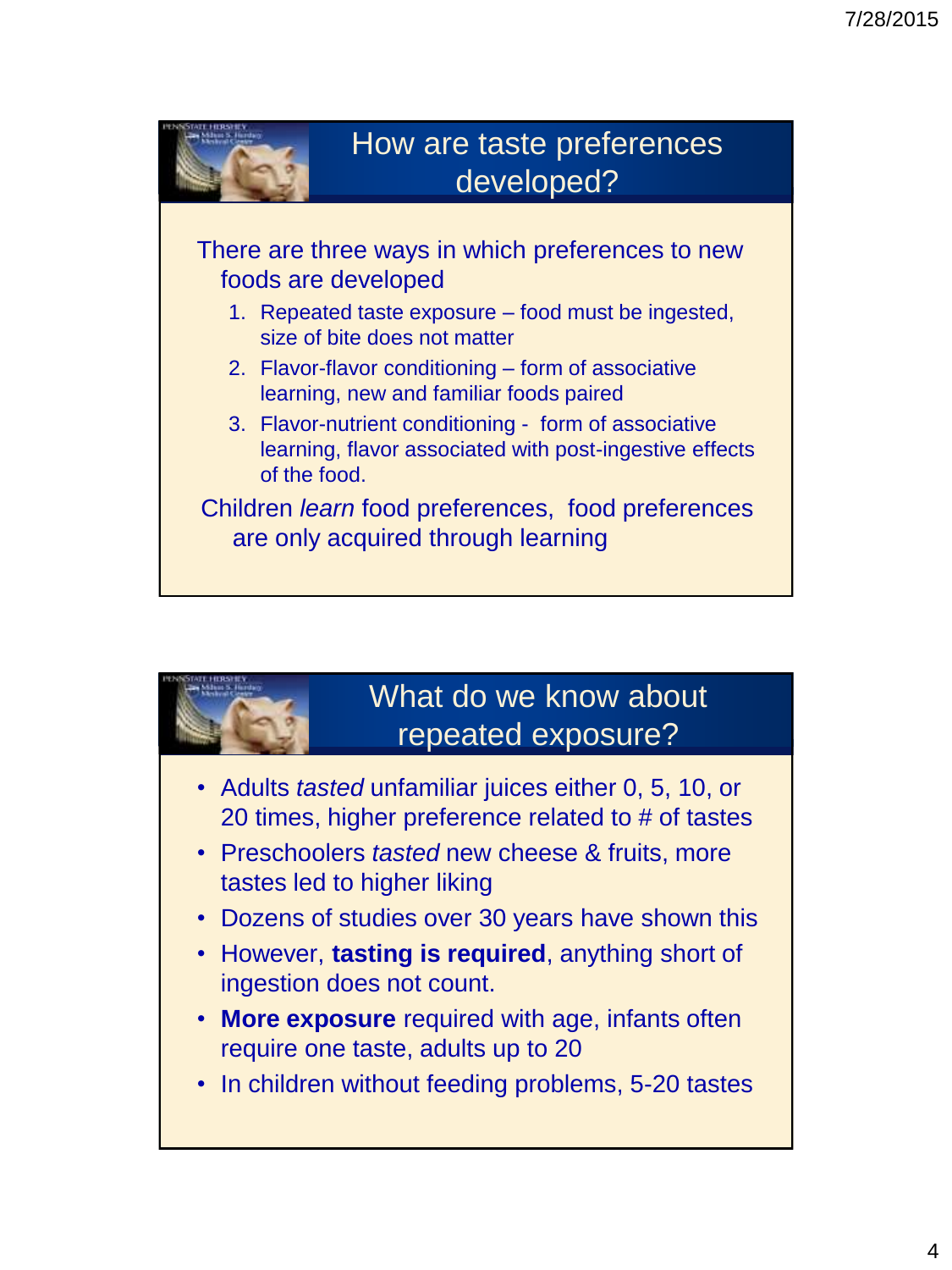## How are taste preferences developed?

There are three ways in which preferences to new foods are developed

1. Repeated taste exposure – food must be ingested, size of bite does not matter
2. Flavor-flavor conditioning – form of associative learning, new and familiar foods paired
3. Flavor-nutrient conditioning - form of associative learning, flavor associated with post-ingestive effects of the food.

Children *learn* food preferences, food preferences are only acquired through learning

## What do we know about repeated exposure?

- Adults *tasted* unfamiliar juices either 0, 5, 10, or 20 times, higher preference related to # of tastes
- Preschoolers *tasted* new cheese & fruits, more tastes led to higher liking
- Dozens of studies over 30 years have shown this
- However, **tasting is required**, anything short of ingestion does not count.
- **More exposure** required with age, infants often require one taste, adults up to 20
- In children without feeding problems, 5-20 tastes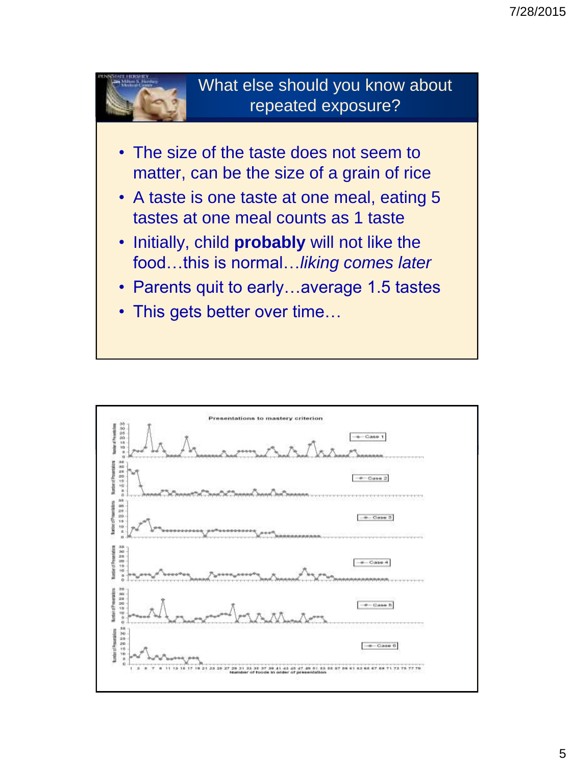## What else should you know about repeated exposure?

- The size of the taste does not seem to matter, can be the size of a grain of rice
- A taste is one taste at one meal, eating 5 tastes at one meal counts as 1 taste
- Initially, child **probably** will not like the food…this is normal…*liking comes later*
- Parents quit to early…average 1.5 tastes
- This gets better over time…

Presentations to mastery criterion

Case 1

Case 2

Case 3

Case 4

Case 5

Case 6

Number of Presentations

Number of foods in order of presentation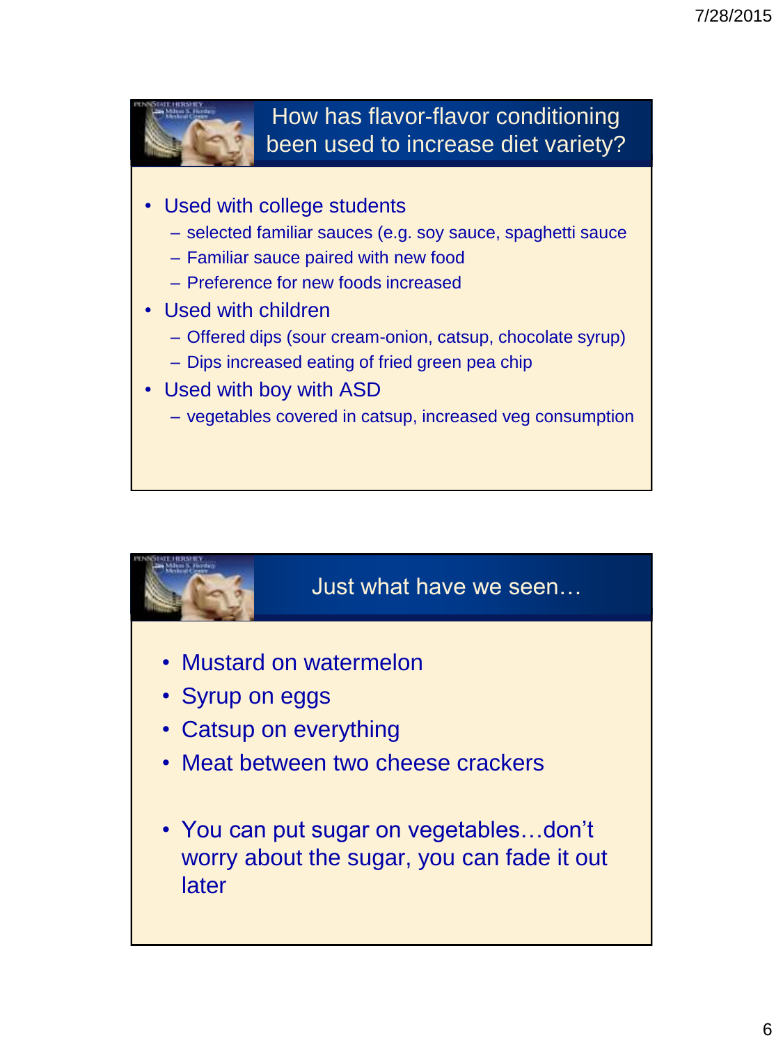## How has flavor-flavor conditioning been used to increase diet variety?

- Used with college students
  - selected familiar sauces (e.g. soy sauce, spaghetti sauce
  - Familiar sauce paired with new food
  - Preference for new foods increased
- Used with children
  - Offered dips (sour cream-onion, catsup, chocolate syrup)
  - Dips increased eating of fried green pea chip
- Used with boy with ASD
  - vegetables covered in catsup, increased veg consumption

## Just what have we seen…

- Mustard on watermelon
- Syrup on eggs
- Catsup on everything
- Meat between two cheese crackers

- You can put sugar on vegetables…don't worry about the sugar, you can fade it out later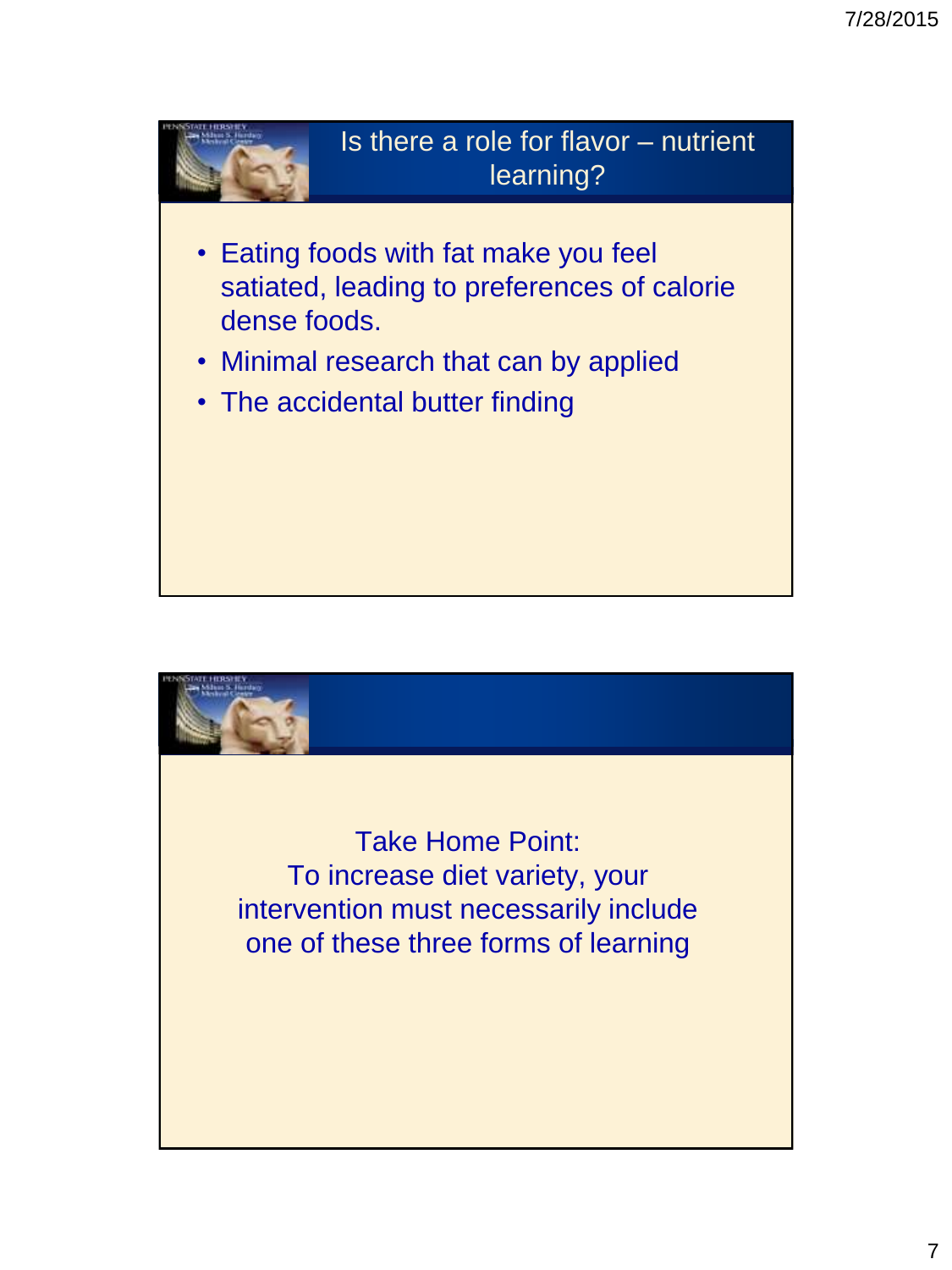## Is there a role for flavor – nutrient learning?

- Eating foods with fat make you feel satiated, leading to preferences of calorie dense foods.
- Minimal research that can by applied
- The accidental butter finding

Take Home Point:
To increase diet variety, your intervention must necessarily include one of these three forms of learning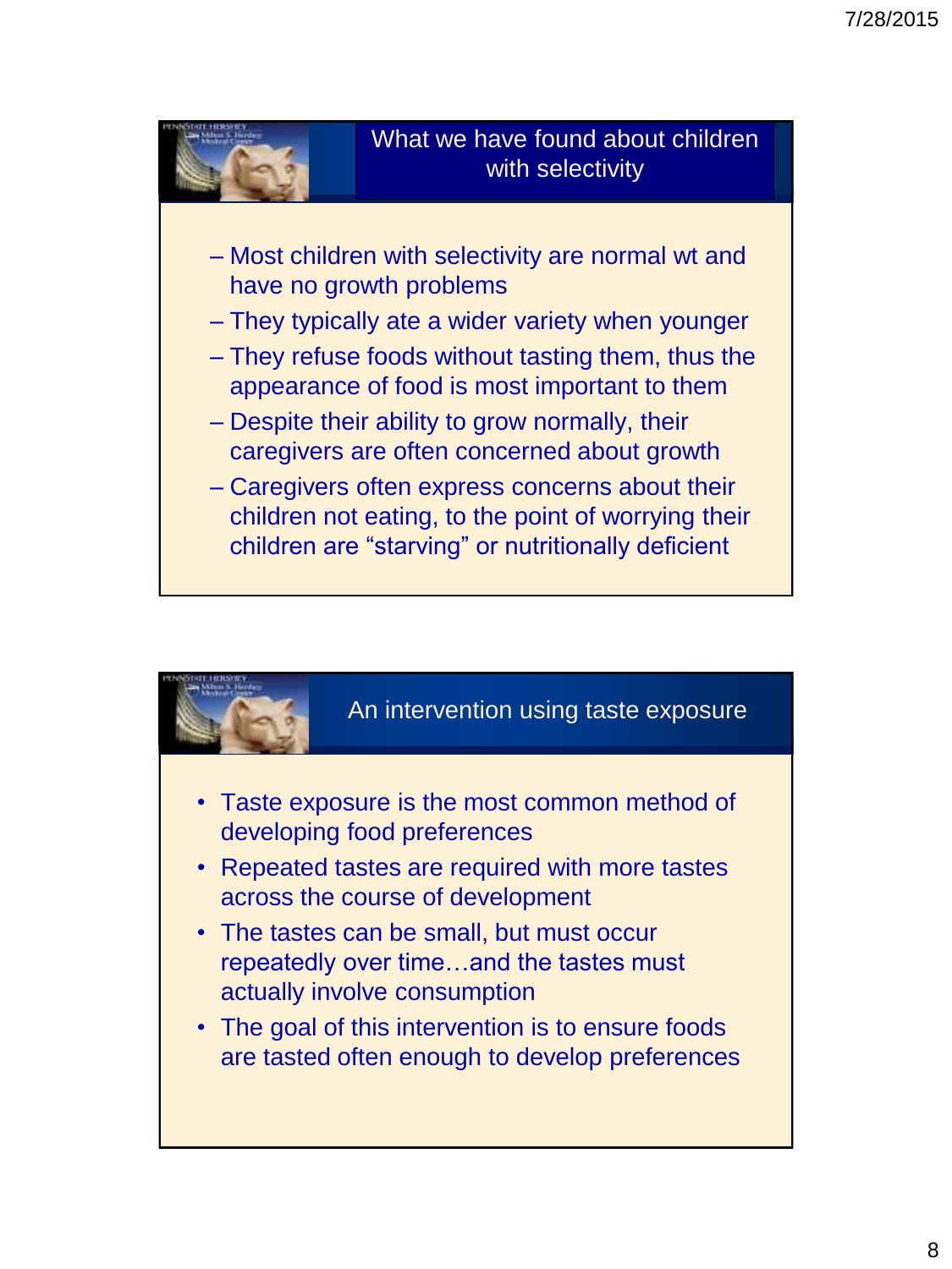## What we have found about children with selectivity

- Most children with selectivity are normal wt and have no growth problems
- They typically ate a wider variety when younger
- They refuse foods without tasting them, thus the appearance of food is most important to them
- Despite their ability to grow normally, their caregivers are often concerned about growth
- Caregivers often express concerns about their children not eating, to the point of worrying their children are "starving" or nutritionally deficient

## An intervention using taste exposure

- Taste exposure is the most common method of developing food preferences
- Repeated tastes are required with more tastes across the course of development
- The tastes can be small, but must occur repeatedly over time…and the tastes must actually involve consumption
- The goal of this intervention is to ensure foods are tasted often enough to develop preferences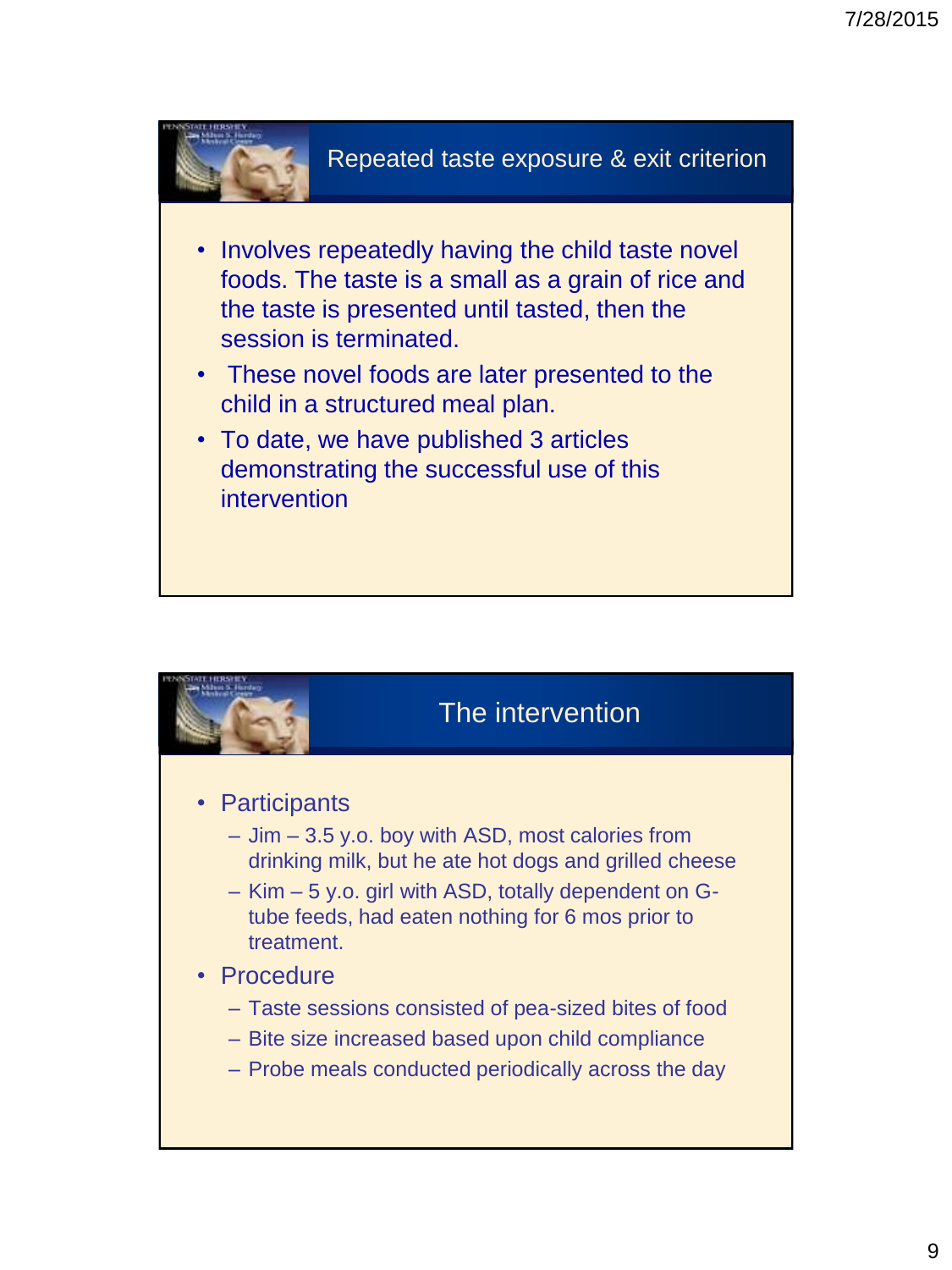## Repeated taste exposure & exit criterion

- Involves repeatedly having the child taste novel foods. The taste is a small as a grain of rice and the taste is presented until tasted, then the session is terminated.
- These novel foods are later presented to the child in a structured meal plan.
- To date, we have published 3 articles demonstrating the successful use of this intervention

## The intervention

- Participants
  - Jim – 3.5 y.o. boy with ASD, most calories from drinking milk, but he ate hot dogs and grilled cheese
  - Kim – 5 y.o. girl with ASD, totally dependent on G-tube feeds, had eaten nothing for 6 mos prior to treatment.
- Procedure
  - Taste sessions consisted of pea-sized bites of food
  - Bite size increased based upon child compliance
  - Probe meals conducted periodically across the day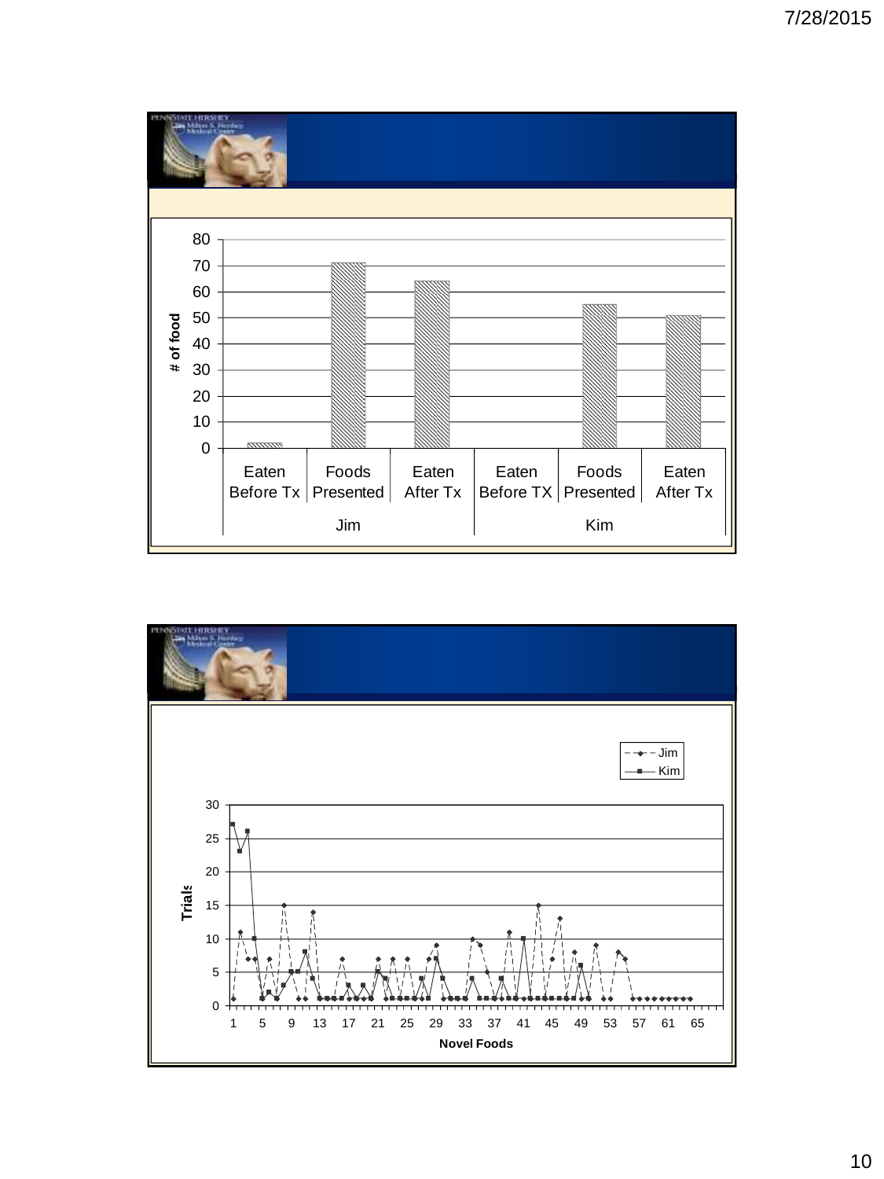| | | # of food |
|---|---|---|
| Jim | Eaten Before Tx | 2 |
| | Foods Presented | 71 |
| | Eaten After Tx | 64 |
| Kim | Eaten Before TX | 0 |
| | Foods Presented | 55 |
| | Eaten After Tx | 51 |

Trials

Novel Foods

Jim

Kim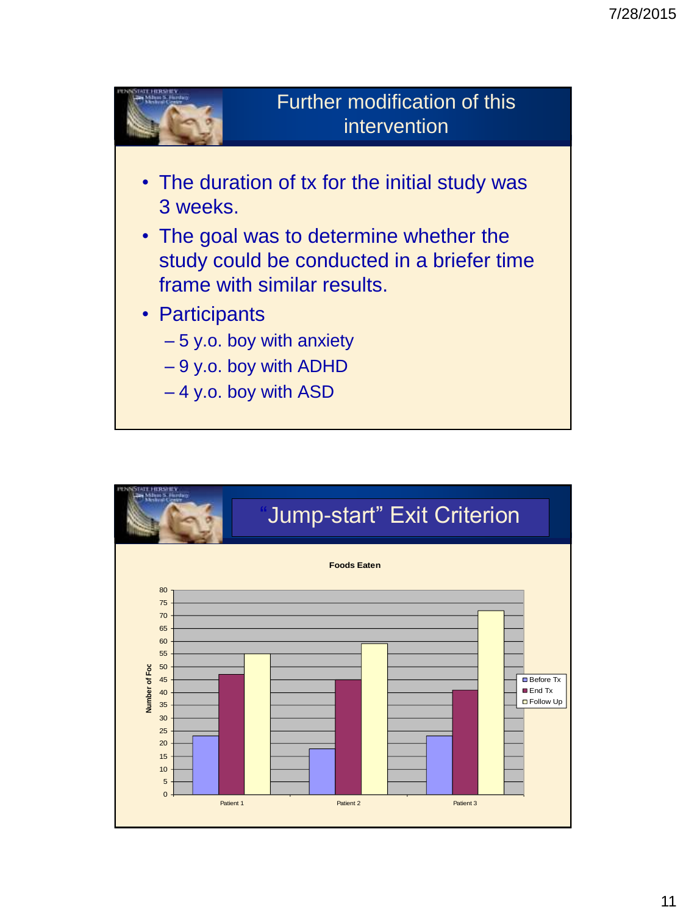## Further modification of this intervention

- The duration of tx for the initial study was 3 weeks.
- The goal was to determine whether the study could be conducted in a briefer time frame with similar results.
- Participants
  - 5 y.o. boy with anxiety
  - 9 y.o. boy with ADHD
  - 4 y.o. boy with ASD

## "Jump-start" Exit Criterion

**Foods Eaten**

| | Before Tx | End Tx | Follow Up |
|---|---|---|---|
| Patient 1 | 23 | 47 | 55 |
| Patient 2 | 18 | 45 | 59 |
| Patient 3 | 23 | 41 | 72 |

Y-axis: Number of Foo[ds]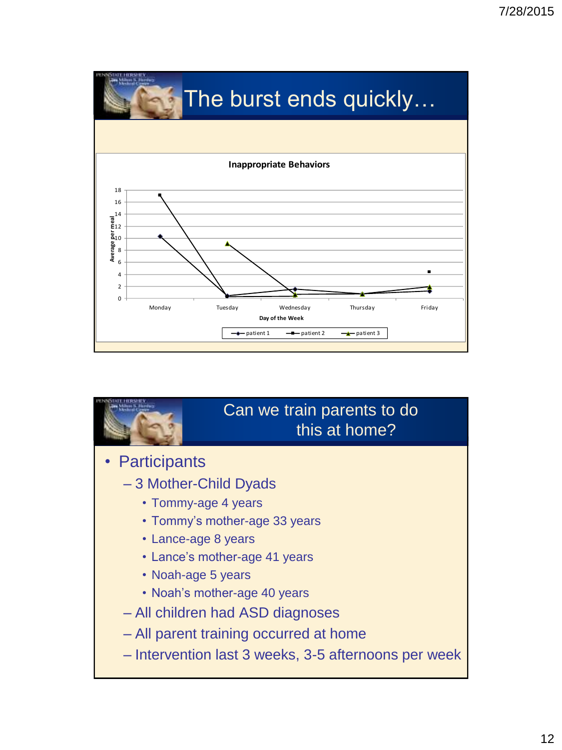# The burst ends quickly…

**Inappropriate Behaviors**

Y-axis: Average per meal (0–18)

X-axis: Day of the Week (Monday, Tuesday, Wednesday, Thursday, Friday)

Legend: patient 1, patient 2, patient 3

# Can we train parents to do this at home?

- Participants
  - 3 Mother-Child Dyads
    - Tommy-age 4 years
    - Tommy's mother-age 33 years
    - Lance-age 8 years
    - Lance's mother-age 41 years
    - Noah-age 5 years
    - Noah's mother-age 40 years
  - All children had ASD diagnoses
  - All parent training occurred at home
  - Intervention last 3 weeks, 3-5 afternoons per week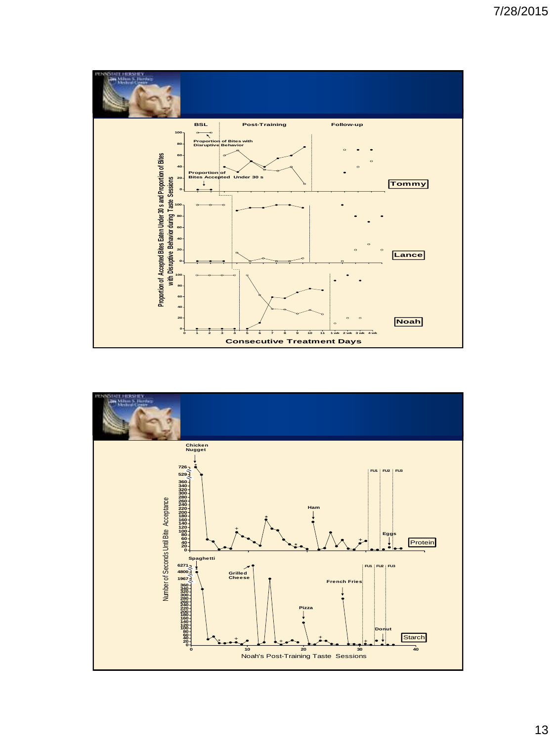BSL | Post-Training | Follow-up

Proportion of Bites with Disruptive Behavior

Proportion of Bites Accepted Under 30 s

Proportion of Accepted Bites Eaten Under 30 s and Proportion of Bites with Disruptive Behavior during Taste Sessions

Tommy

Lance

Noah

Consecutive Treatment Days

Chicken Nugget

Ham

Eggs

Protein

FU1 FU2 FU3

Spaghetti

Grilled Cheese

Pizza

French Fries

Donut

Starch

Number of Seconds Until Bite Acceptance

Noah's Post-Training Taste Sessions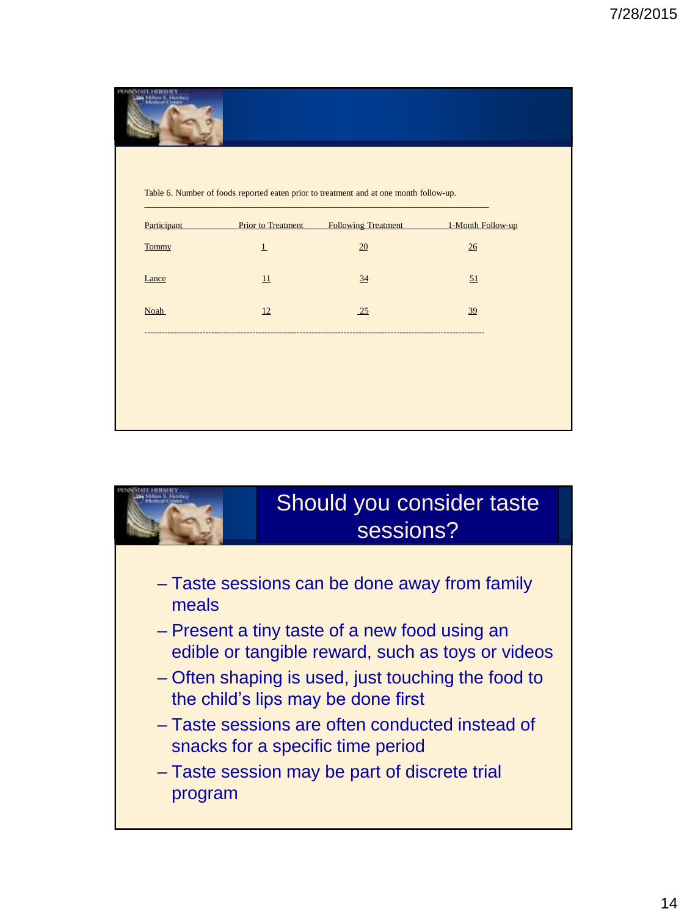Table 6. Number of foods reported eaten prior to treatment and at one month follow-up.

| Participant | Prior to Treatment | Following Treatment | 1-Month Follow-up |
|---|---|---|---|
| Tommy | 1 | 20 | 26 |
| Lance | 11 | 34 | 51 |
| Noah | 12 | 25 | 39 |

## Should you consider taste sessions?

- Taste sessions can be done away from family meals
- Present a tiny taste of a new food using an edible or tangible reward, such as toys or videos
- Often shaping is used, just touching the food to the child's lips may be done first
- Taste sessions are often conducted instead of snacks for a specific time period
- Taste session may be part of discrete trial program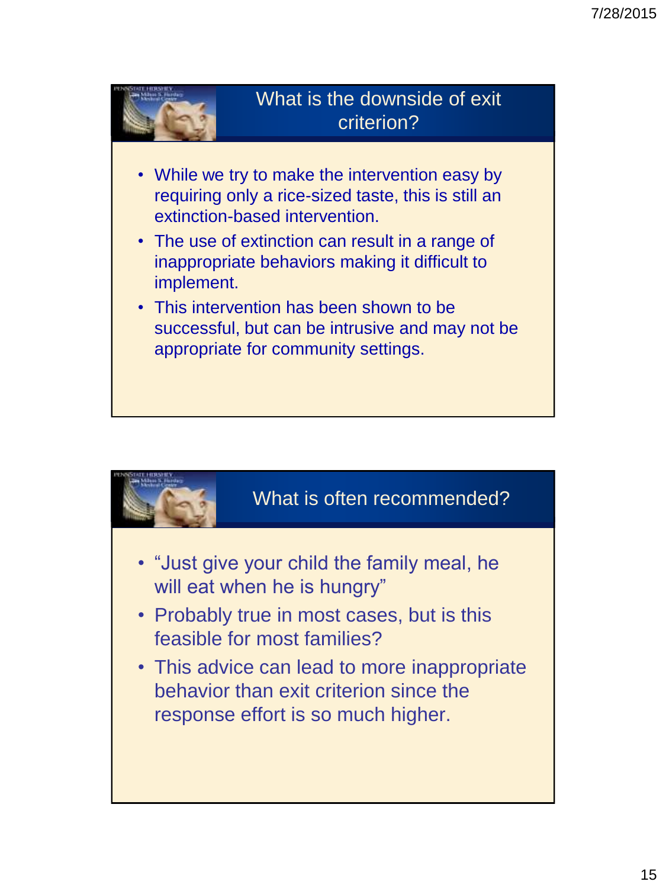## What is the downside of exit criterion?

- While we try to make the intervention easy by requiring only a rice-sized taste, this is still an extinction-based intervention.
- The use of extinction can result in a range of inappropriate behaviors making it difficult to implement.
- This intervention has been shown to be successful, but can be intrusive and may not be appropriate for community settings.

## What is often recommended?

- "Just give your child the family meal, he will eat when he is hungry"
- Probably true in most cases, but is this feasible for most families?
- This advice can lead to more inappropriate behavior than exit criterion since the response effort is so much higher.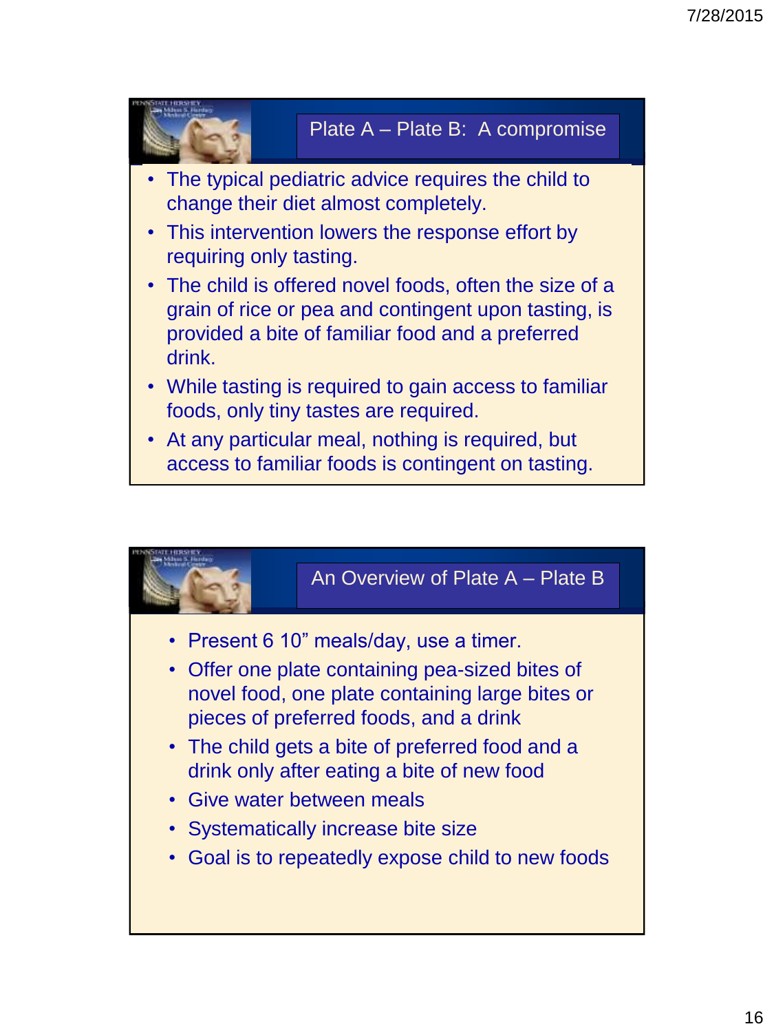## Plate A – Plate B: A compromise

- The typical pediatric advice requires the child to change their diet almost completely.
- This intervention lowers the response effort by requiring only tasting.
- The child is offered novel foods, often the size of a grain of rice or pea and contingent upon tasting, is provided a bite of familiar food and a preferred drink.
- While tasting is required to gain access to familiar foods, only tiny tastes are required.
- At any particular meal, nothing is required, but access to familiar foods is contingent on tasting.

## An Overview of Plate A – Plate B

- Present 6 10" meals/day, use a timer.
- Offer one plate containing pea-sized bites of novel food, one plate containing large bites or pieces of preferred foods, and a drink
- The child gets a bite of preferred food and a drink only after eating a bite of new food
- Give water between meals
- Systematically increase bite size
- Goal is to repeatedly expose child to new foods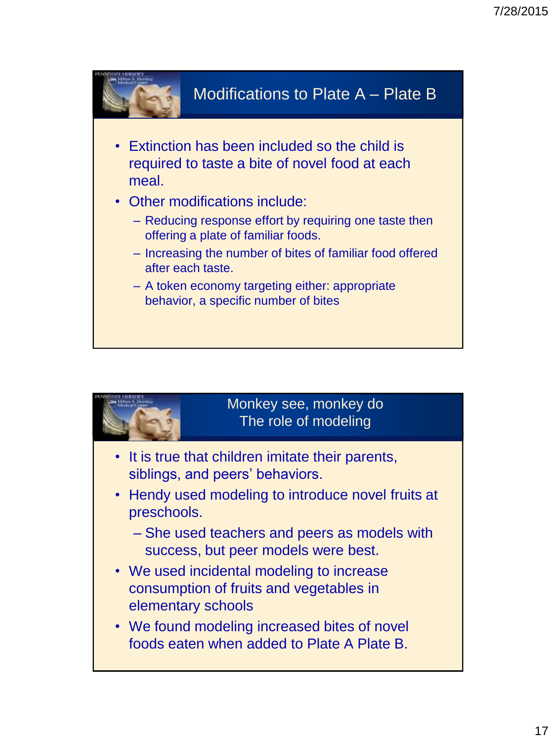## Modifications to Plate A – Plate B

- Extinction has been included so the child is required to taste a bite of novel food at each meal.
- Other modifications include:
  - Reducing response effort by requiring one taste then offering a plate of familiar foods.
  - Increasing the number of bites of familiar food offered after each taste.
  - A token economy targeting either: appropriate behavior, a specific number of bites

## Monkey see, monkey do
## The role of modeling

- It is true that children imitate their parents, siblings, and peers' behaviors.
- Hendy used modeling to introduce novel fruits at preschools.
  - She used teachers and peers as models with success, but peer models were best.
- We used incidental modeling to increase consumption of fruits and vegetables in elementary schools
- We found modeling increased bites of novel foods eaten when added to Plate A Plate B.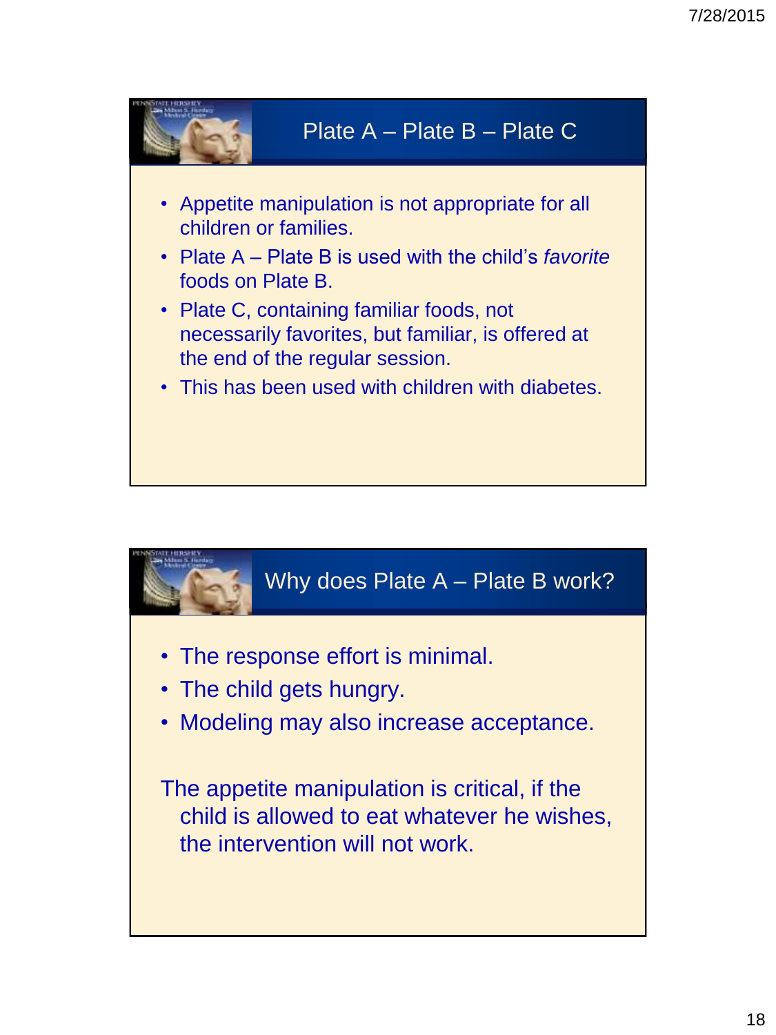## Plate A – Plate B – Plate C

- Appetite manipulation is not appropriate for all children or families.
- Plate A – Plate B is used with the child's *favorite* foods on Plate B.
- Plate C, containing familiar foods, not necessarily favorites, but familiar, is offered at the end of the regular session.
- This has been used with children with diabetes.

## Why does Plate A – Plate B work?

- The response effort is minimal.
- The child gets hungry.
- Modeling may also increase acceptance.

The appetite manipulation is critical, if the child is allowed to eat whatever he wishes, the intervention will not work.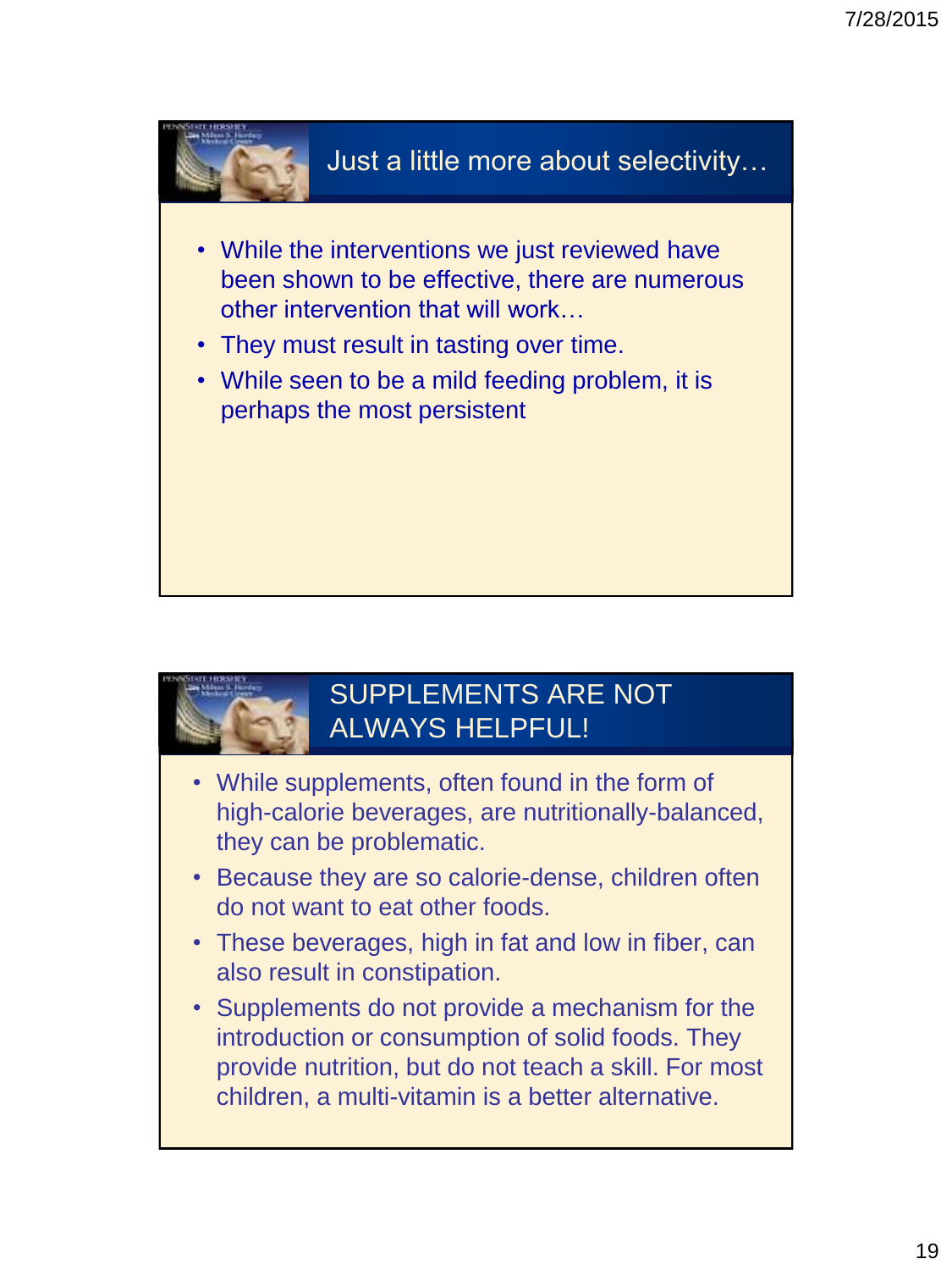## Just a little more about selectivity…

- While the interventions we just reviewed have been shown to be effective, there are numerous other intervention that will work…
- They must result in tasting over time.
- While seen to be a mild feeding problem, it is perhaps the most persistent

## SUPPLEMENTS ARE NOT ALWAYS HELPFUL!

- While supplements, often found in the form of high-calorie beverages, are nutritionally-balanced, they can be problematic.
- Because they are so calorie-dense, children often do not want to eat other foods.
- These beverages, high in fat and low in fiber, can also result in constipation.
- Supplements do not provide a mechanism for the introduction or consumption of solid foods. They provide nutrition, but do not teach a skill. For most children, a multi-vitamin is a better alternative.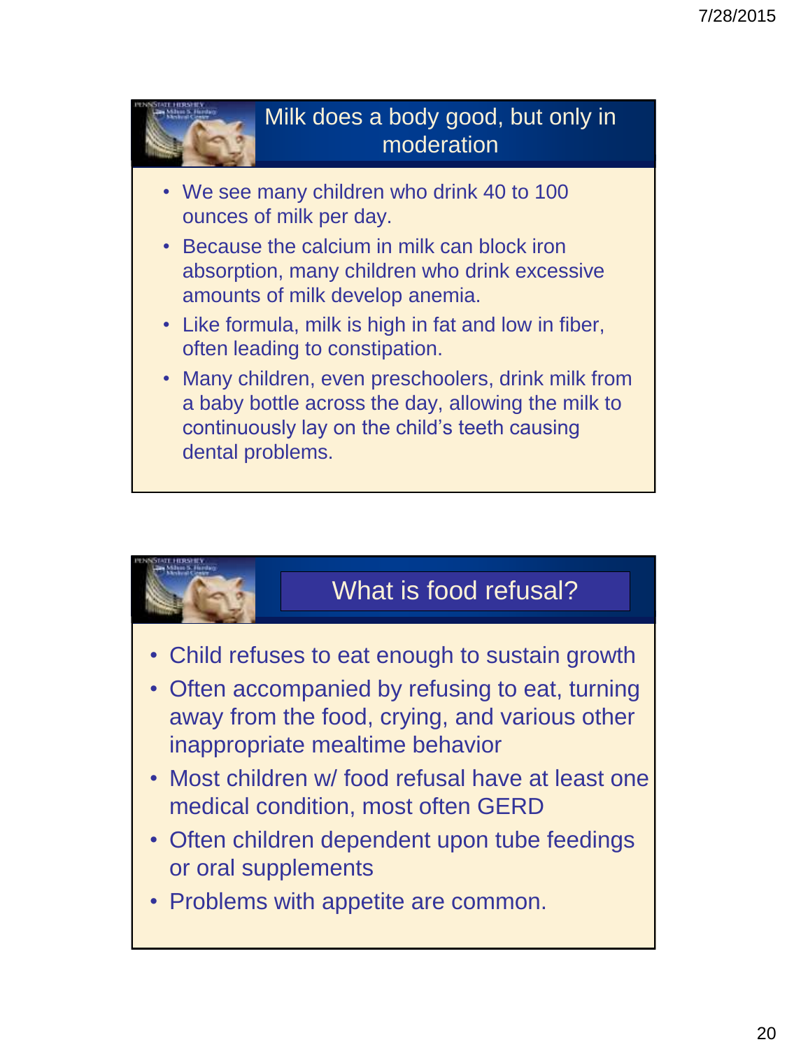## Milk does a body good, but only in moderation

- We see many children who drink 40 to 100 ounces of milk per day.
- Because the calcium in milk can block iron absorption, many children who drink excessive amounts of milk develop anemia.
- Like formula, milk is high in fat and low in fiber, often leading to constipation.
- Many children, even preschoolers, drink milk from a baby bottle across the day, allowing the milk to continuously lay on the child's teeth causing dental problems.

## What is food refusal?

- Child refuses to eat enough to sustain growth
- Often accompanied by refusing to eat, turning away from the food, crying, and various other inappropriate mealtime behavior
- Most children w/ food refusal have at least one medical condition, most often GERD
- Often children dependent upon tube feedings or oral supplements
- Problems with appetite are common.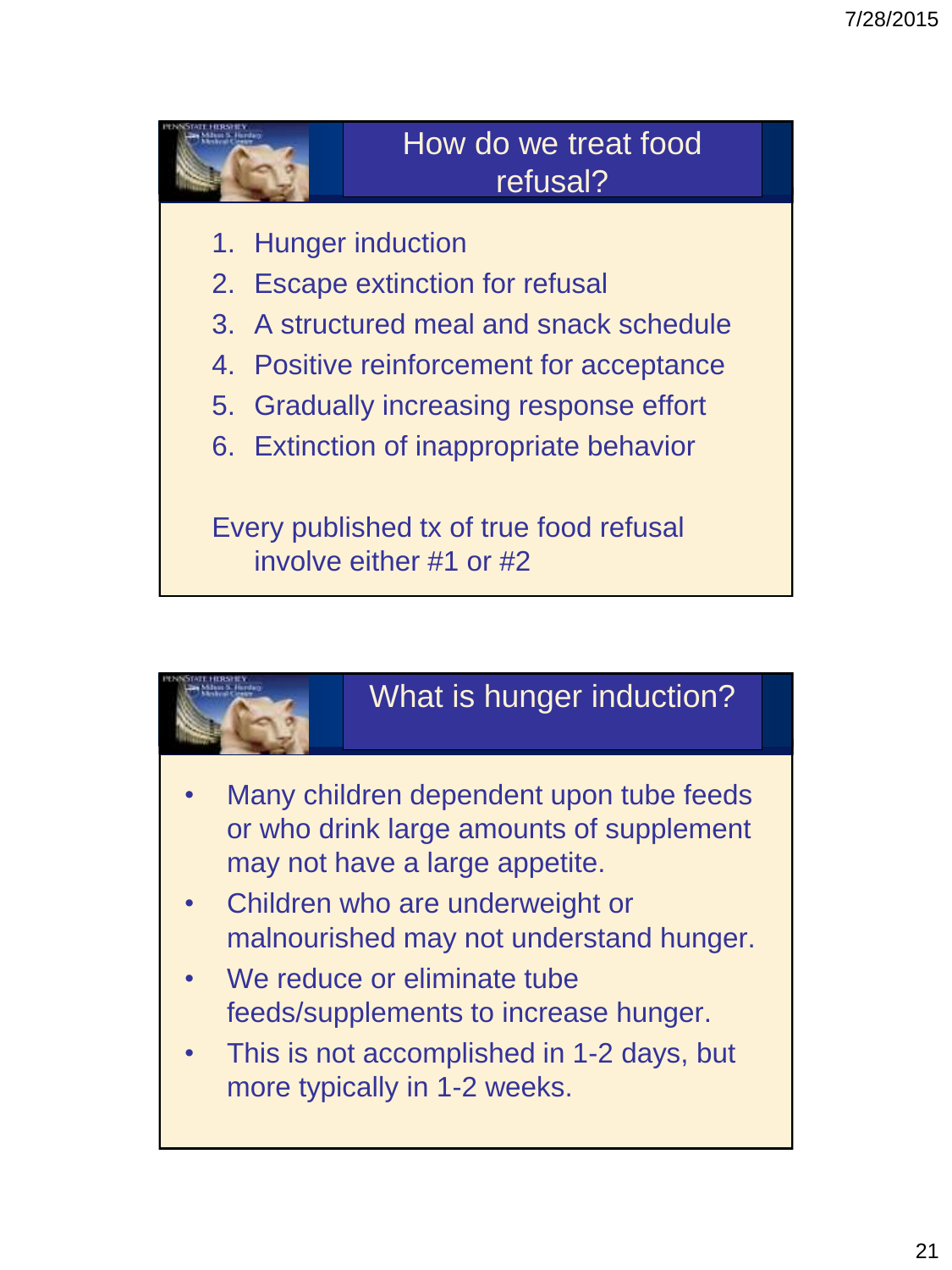## How do we treat food refusal?

1. Hunger induction
2. Escape extinction for refusal
3. A structured meal and snack schedule
4. Positive reinforcement for acceptance
5. Gradually increasing response effort
6. Extinction of inappropriate behavior

Every published tx of true food refusal involve either #1 or #2

## What is hunger induction?

- Many children dependent upon tube feeds or who drink large amounts of supplement may not have a large appetite.
- Children who are underweight or malnourished may not understand hunger.
- We reduce or eliminate tube feeds/supplements to increase hunger.
- This is not accomplished in 1-2 days, but more typically in 1-2 weeks.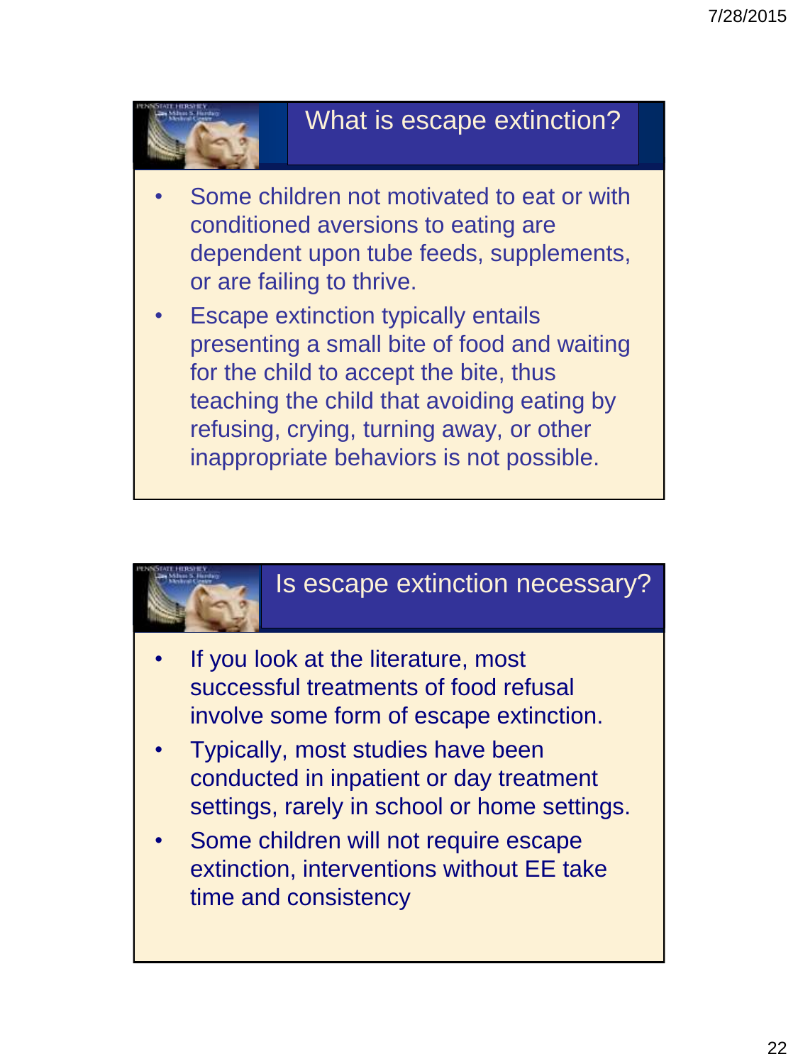## What is escape extinction?

- Some children not motivated to eat or with conditioned aversions to eating are dependent upon tube feeds, supplements, or are failing to thrive.
- Escape extinction typically entails presenting a small bite of food and waiting for the child to accept the bite, thus teaching the child that avoiding eating by refusing, crying, turning away, or other inappropriate behaviors is not possible.

## Is escape extinction necessary?

- If you look at the literature, most successful treatments of food refusal involve some form of escape extinction.
- Typically, most studies have been conducted in inpatient or day treatment settings, rarely in school or home settings.
- Some children will not require escape extinction, interventions without EE take time and consistency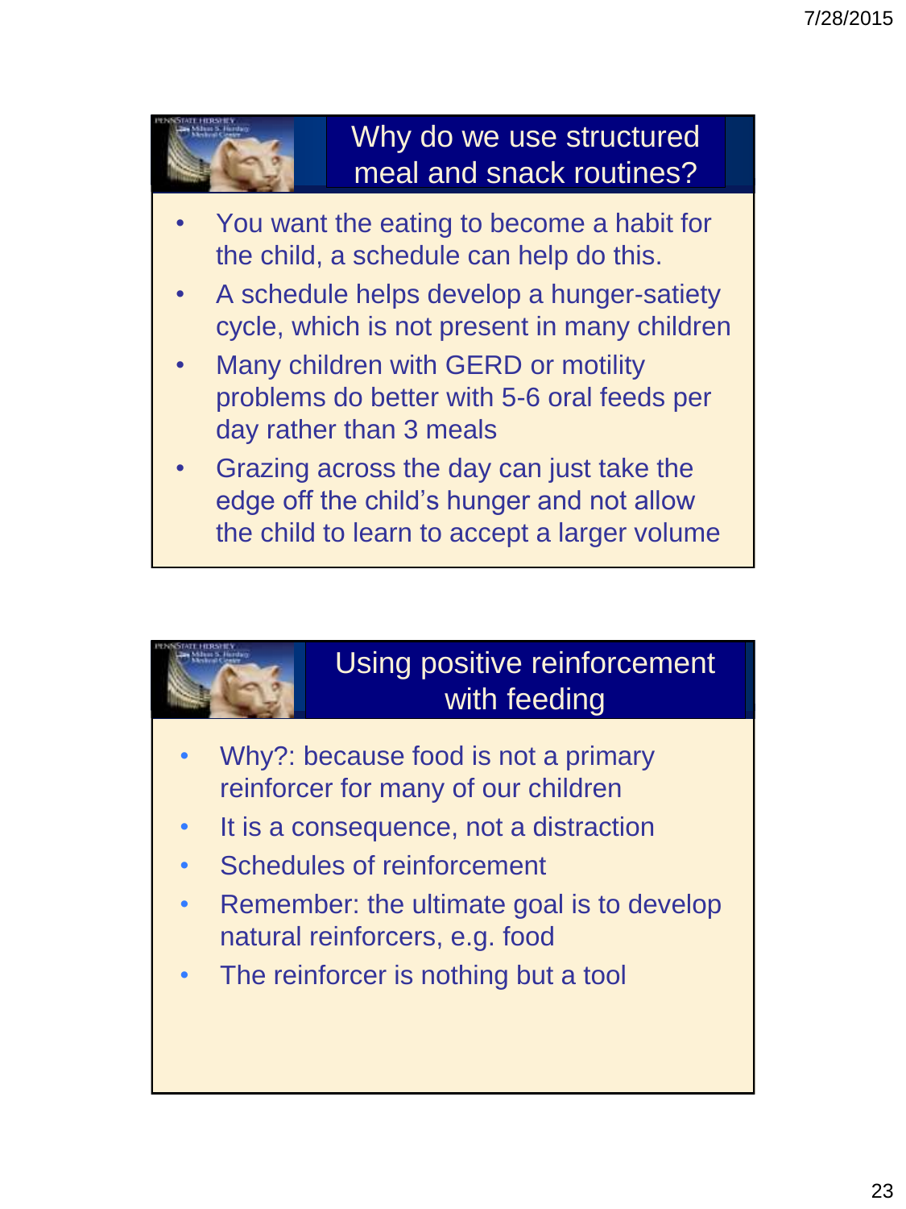## Why do we use structured meal and snack routines?

- You want the eating to become a habit for the child, a schedule can help do this.
- A schedule helps develop a hunger-satiety cycle, which is not present in many children
- Many children with GERD or motility problems do better with 5-6 oral feeds per day rather than 3 meals
- Grazing across the day can just take the edge off the child's hunger and not allow the child to learn to accept a larger volume

## Using positive reinforcement with feeding

- Why?: because food is not a primary reinforcer for many of our children
- It is a consequence, not a distraction
- Schedules of reinforcement
- Remember: the ultimate goal is to develop natural reinforcers, e.g. food
- The reinforcer is nothing but a tool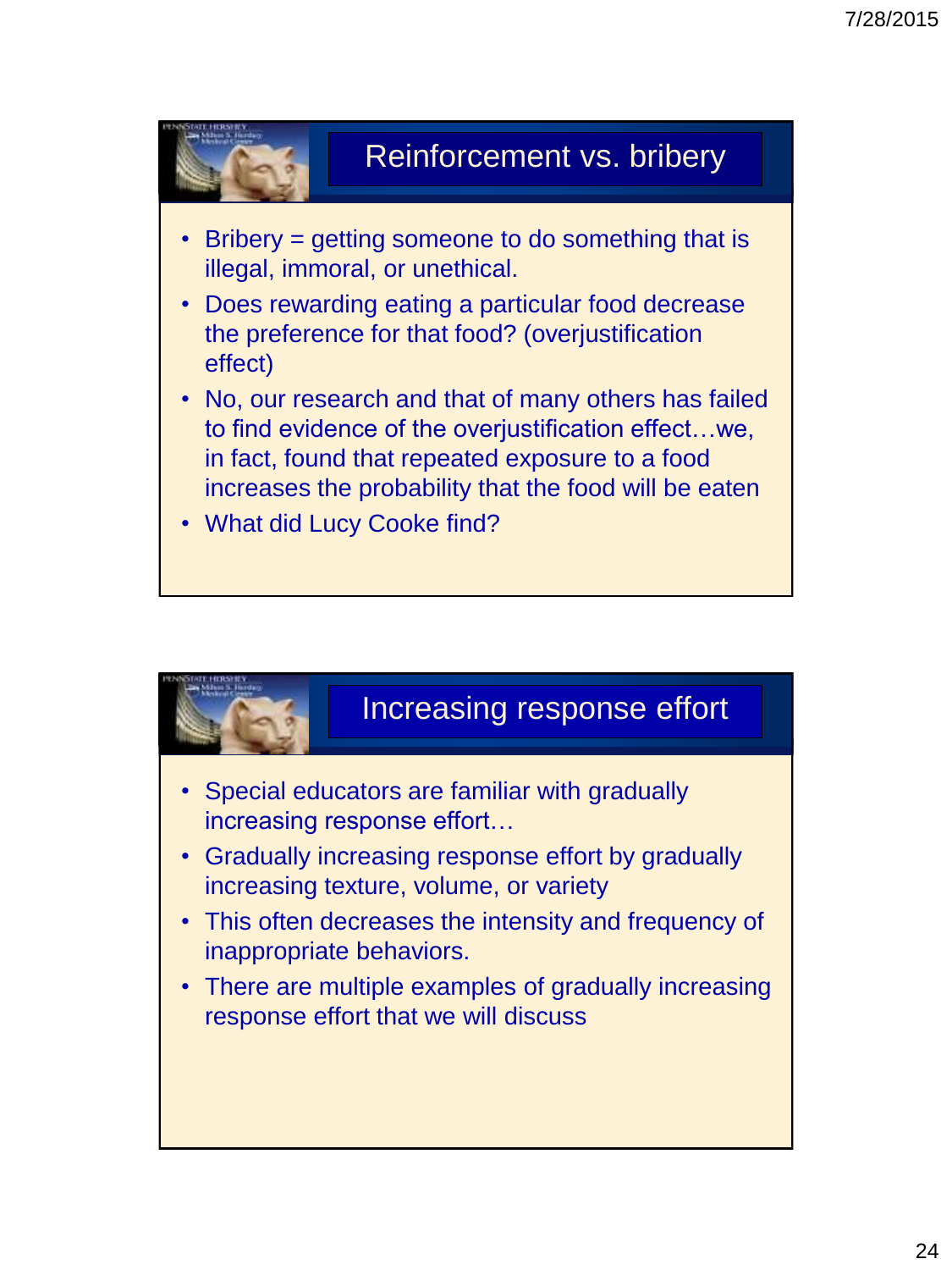## Reinforcement vs. bribery

- Bribery = getting someone to do something that is illegal, immoral, or unethical.
- Does rewarding eating a particular food decrease the preference for that food? (overjustification effect)
- No, our research and that of many others has failed to find evidence of the overjustification effect…we, in fact, found that repeated exposure to a food increases the probability that the food will be eaten
- What did Lucy Cooke find?

## Increasing response effort

- Special educators are familiar with gradually increasing response effort…
- Gradually increasing response effort by gradually increasing texture, volume, or variety
- This often decreases the intensity and frequency of inappropriate behaviors.
- There are multiple examples of gradually increasing response effort that we will discuss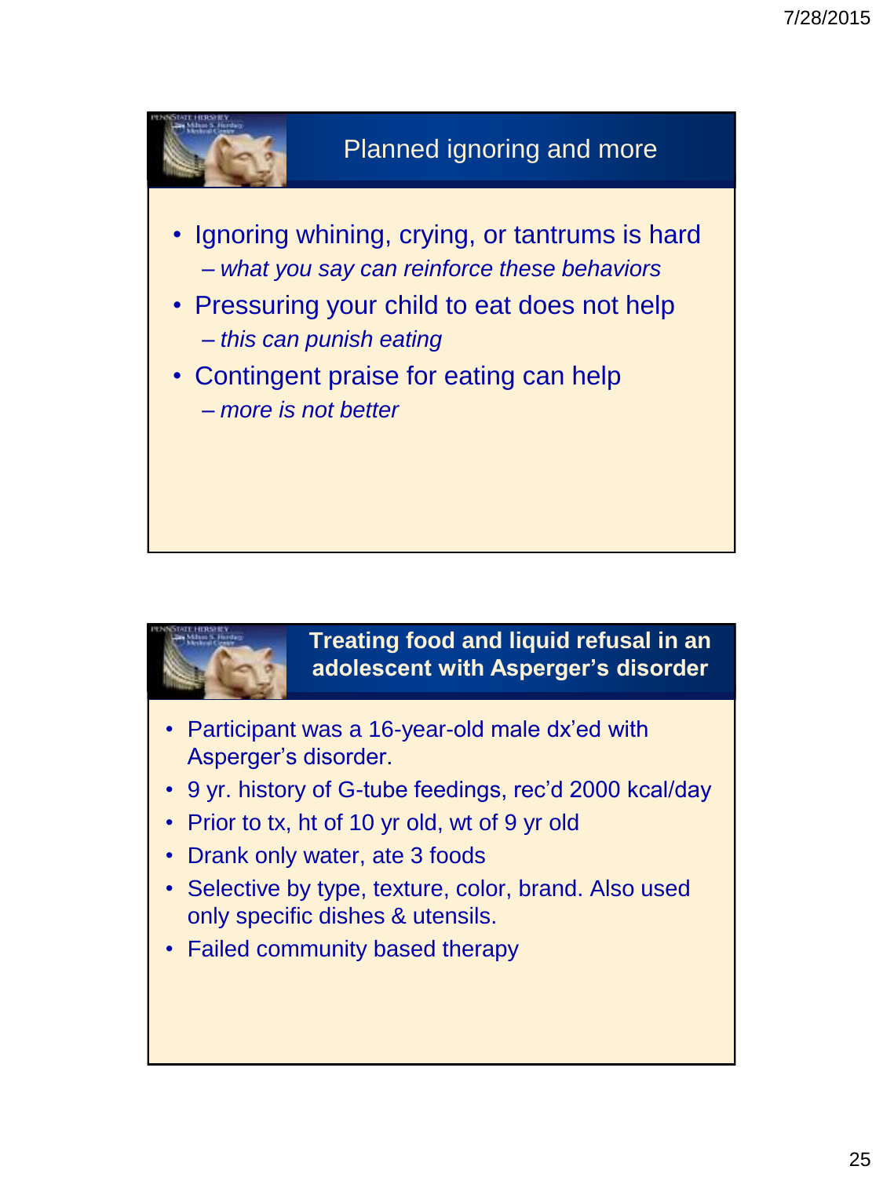## Planned ignoring and more

- Ignoring whining, crying, or tantrums is hard
  - *what you say can reinforce these behaviors*
- Pressuring your child to eat does not help
  - *this can punish eating*
- Contingent praise for eating can help
  - *more is not better*

## Treating food and liquid refusal in an adolescent with Asperger's disorder

- Participant was a 16-year-old male dx'ed with Asperger's disorder.
- 9 yr. history of G-tube feedings, rec'd 2000 kcal/day
- Prior to tx, ht of 10 yr old, wt of 9 yr old
- Drank only water, ate 3 foods
- Selective by type, texture, color, brand. Also used only specific dishes & utensils.
- Failed community based therapy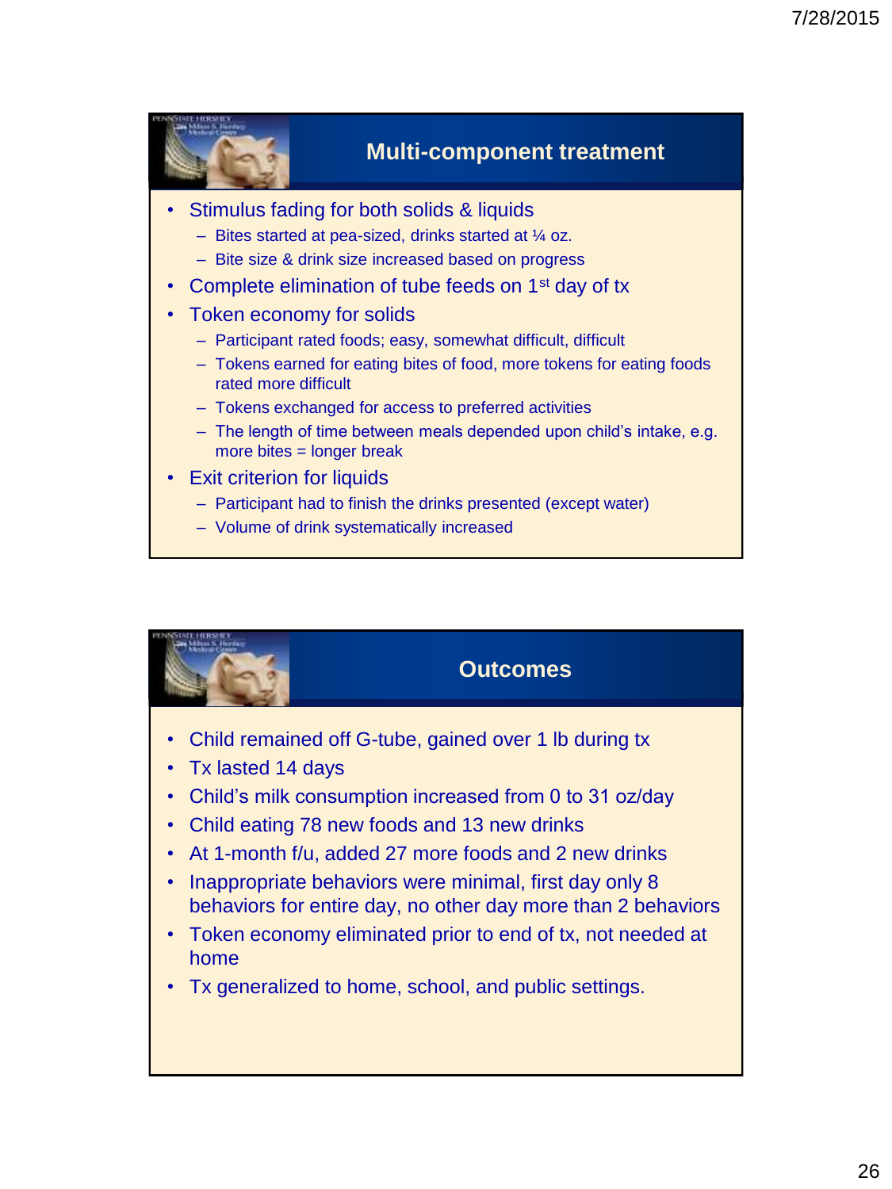## Multi-component treatment

- Stimulus fading for both solids & liquids
  - Bites started at pea-sized, drinks started at ¼ oz.
  - Bite size & drink size increased based on progress
- Complete elimination of tube feeds on 1st day of tx
- Token economy for solids
  - Participant rated foods; easy, somewhat difficult, difficult
  - Tokens earned for eating bites of food, more tokens for eating foods rated more difficult
  - Tokens exchanged for access to preferred activities
  - The length of time between meals depended upon child's intake, e.g. more bites = longer break
- Exit criterion for liquids
  - Participant had to finish the drinks presented (except water)
  - Volume of drink systematically increased

## Outcomes

- Child remained off G-tube, gained over 1 lb during tx
- Tx lasted 14 days
- Child's milk consumption increased from 0 to 31 oz/day
- Child eating 78 new foods and 13 new drinks
- At 1-month f/u, added 27 more foods and 2 new drinks
- Inappropriate behaviors were minimal, first day only 8 behaviors for entire day, no other day more than 2 behaviors
- Token economy eliminated prior to end of tx, not needed at home
- Tx generalized to home, school, and public settings.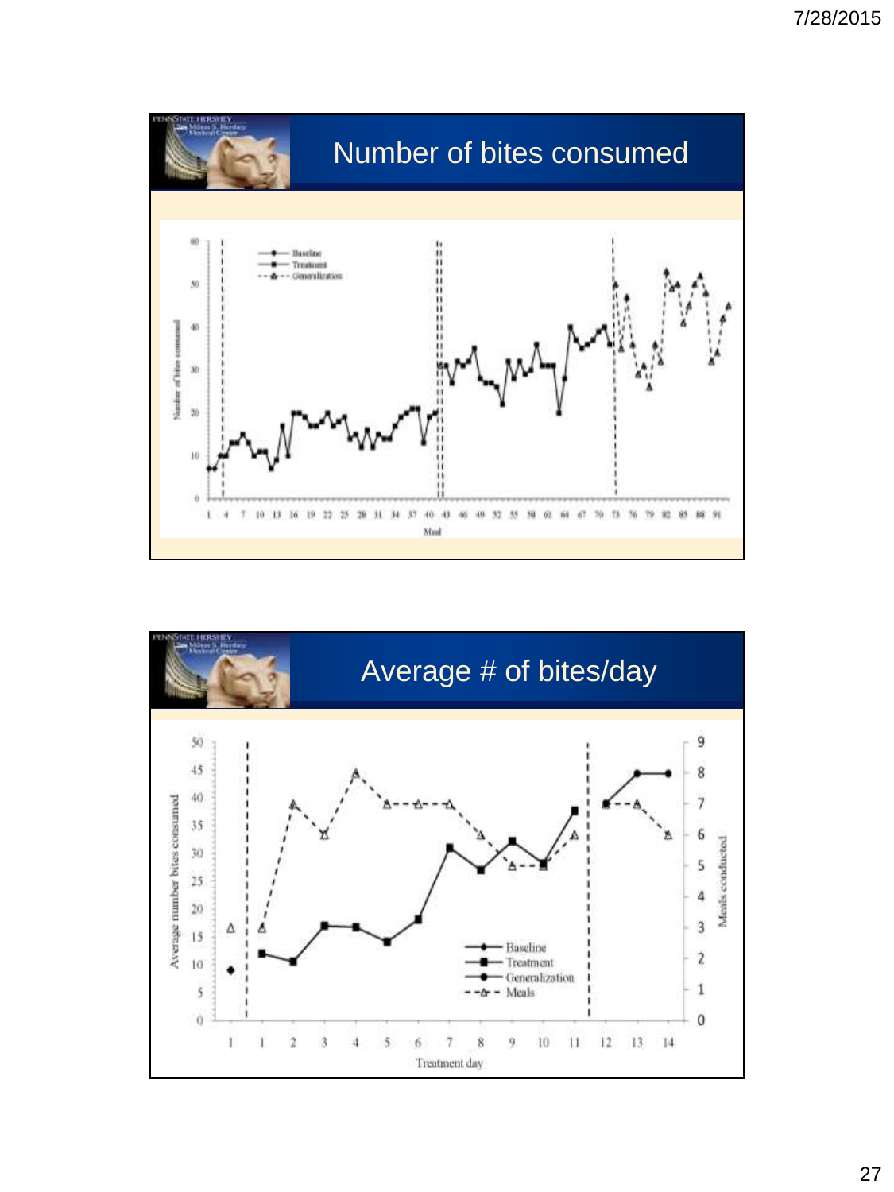## Number of bites consumed

Baseline
Treatment
Generalization

Number of bites consumed

Meal

## Average # of bites/day

Baseline
Treatment
Generalization
Meals

Average number bites consumed

Meals conducted

Treatment day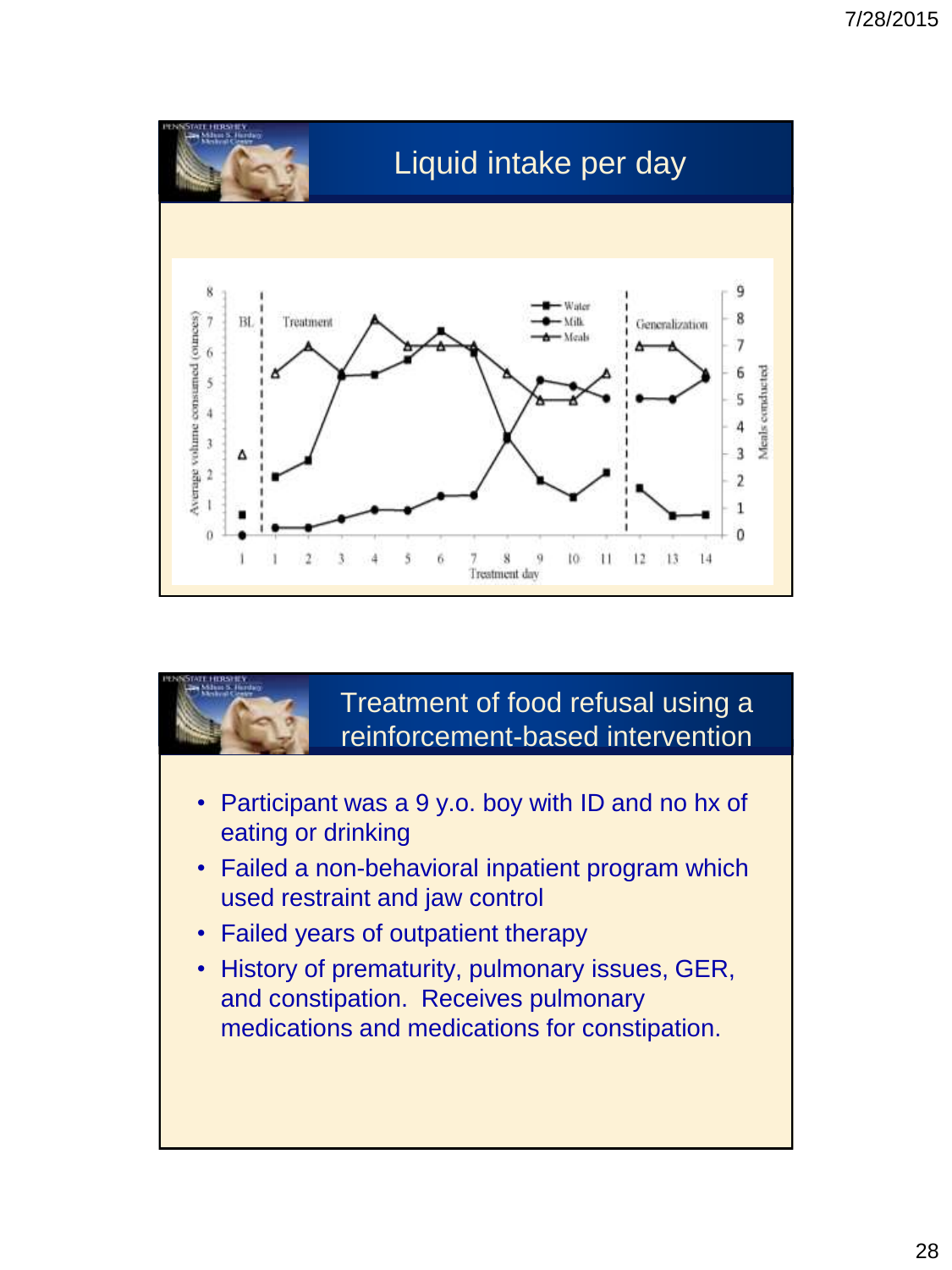## Liquid intake per day

BL | Treatment | Generalization

Legend: Water, Milk, Meals

Left axis: Average volume consumed (ounces)
Right axis: Meals conducted
X axis: Treatment day

## Treatment of food refusal using a reinforcement-based intervention

- Participant was a 9 y.o. boy with ID and no hx of eating or drinking
- Failed a non-behavioral inpatient program which used restraint and jaw control
- Failed years of outpatient therapy
- History of prematurity, pulmonary issues, GER, and constipation. Receives pulmonary medications and medications for constipation.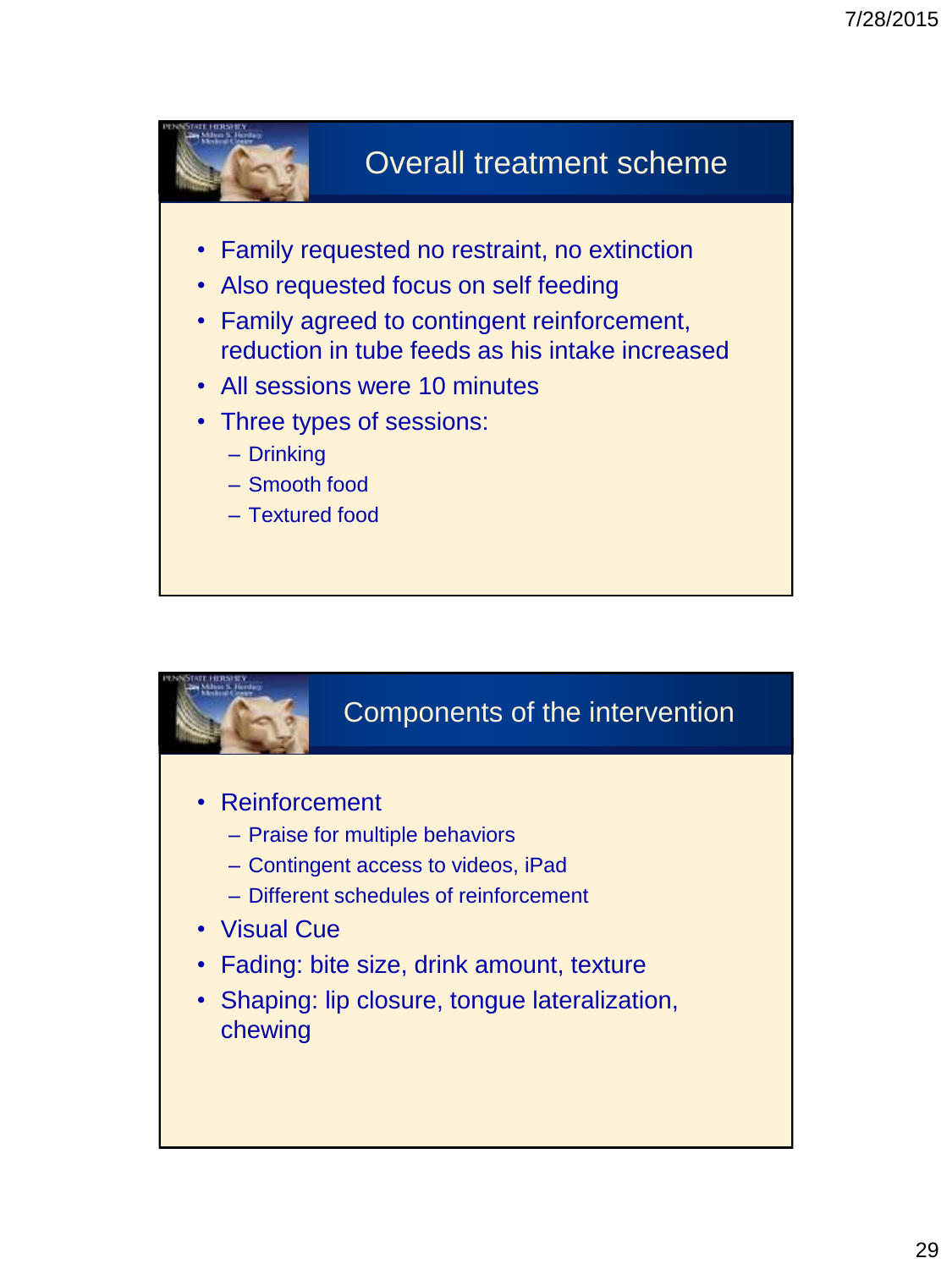## Overall treatment scheme

- Family requested no restraint, no extinction
- Also requested focus on self feeding
- Family agreed to contingent reinforcement, reduction in tube feeds as his intake increased
- All sessions were 10 minutes
- Three types of sessions:
  - Drinking
  - Smooth food
  - Textured food

## Components of the intervention

- Reinforcement
  - Praise for multiple behaviors
  - Contingent access to videos, iPad
  - Different schedules of reinforcement
- Visual Cue
- Fading: bite size, drink amount, texture
- Shaping: lip closure, tongue lateralization, chewing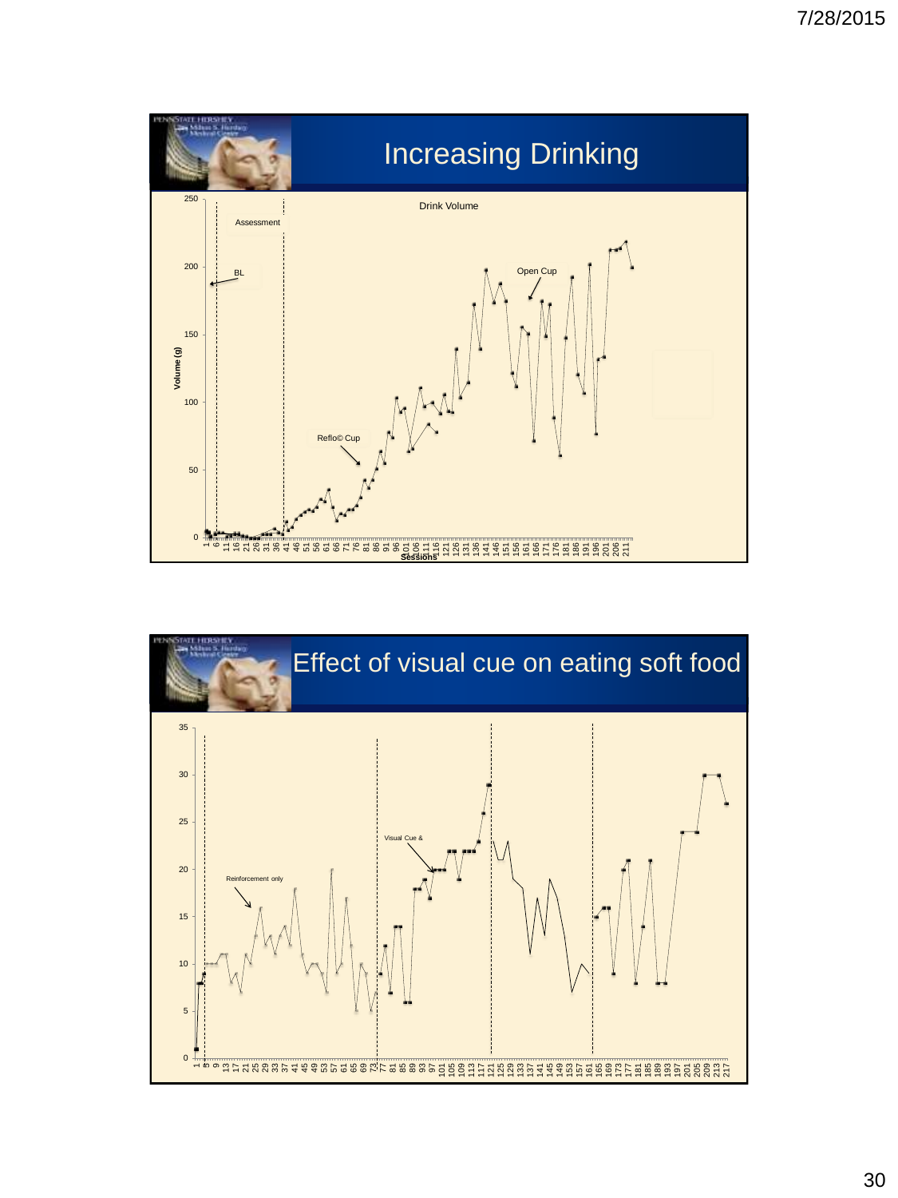## Increasing Drinking

Drink Volume

Assessment

BL

Open Cup

Reflo© Cup

Volume (g)

Sessions

## Effect of visual cue on eating soft food

Reinforcement only

Visual Cue &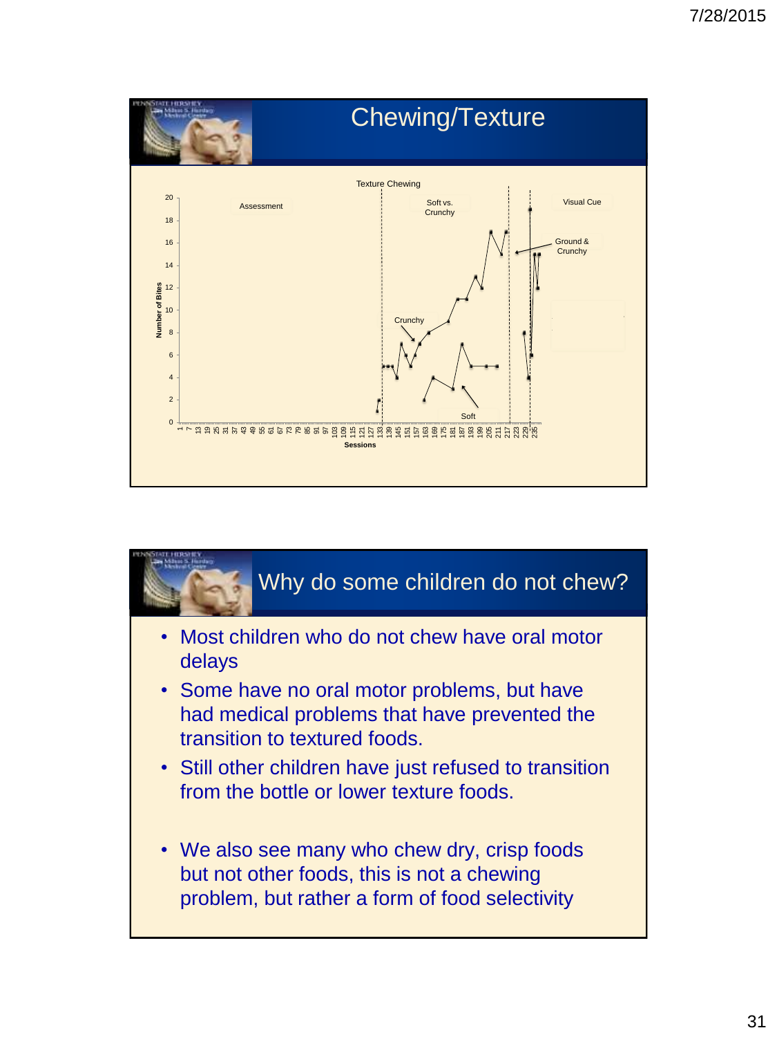## Chewing/Texture

Texture Chewing

Assessment | Soft vs. Crunchy | Visual Cue

Crunchy | Soft | Ground & Crunchy

Number of Bites (0–20) vs. Sessions (1–235)

## Why do some children do not chew?

- Most children who do not chew have oral motor delays
- Some have no oral motor problems, but have had medical problems that have prevented the transition to textured foods.
- Still other children have just refused to transition from the bottle or lower texture foods.
- We also see many who chew dry, crisp foods but not other foods, this is not a chewing problem, but rather a form of food selectivity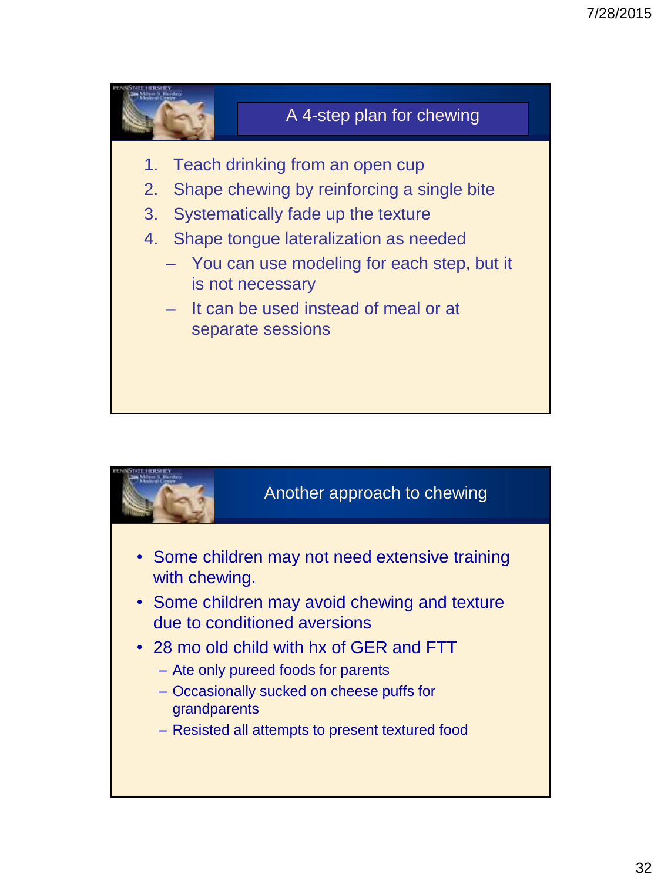## A 4-step plan for chewing

1. Teach drinking from an open cup
2. Shape chewing by reinforcing a single bite
3. Systematically fade up the texture
4. Shape tongue lateralization as needed
   - You can use modeling for each step, but it is not necessary
   - It can be used instead of meal or at separate sessions

## Another approach to chewing

- Some children may not need extensive training with chewing.
- Some children may avoid chewing and texture due to conditioned aversions
- 28 mo old child with hx of GER and FTT
  - Ate only pureed foods for parents
  - Occasionally sucked on cheese puffs for grandparents
  - Resisted all attempts to present textured food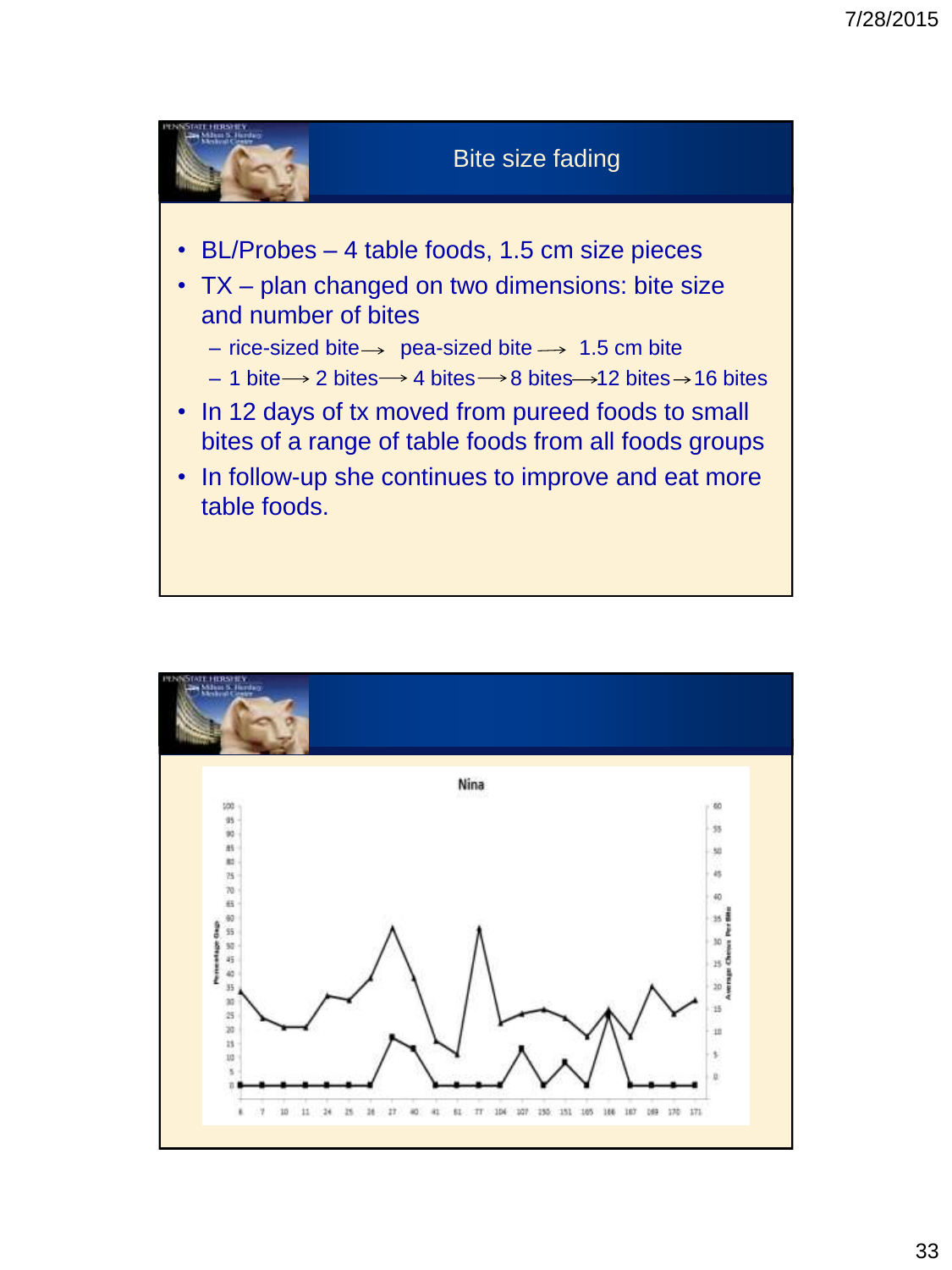## Bite size fading

- BL/Probes – 4 table foods, 1.5 cm size pieces
- TX – plan changed on two dimensions: bite size and number of bites
  - rice-sized bite → pea-sized bite → 1.5 cm bite
  - 1 bite → 2 bites → 4 bites → 8 bites → 12 bites → 16 bites
- In 12 days of tx moved from pureed foods to small bites of a range of table foods from all foods groups
- In follow-up she continues to improve and eat more table foods.

Nina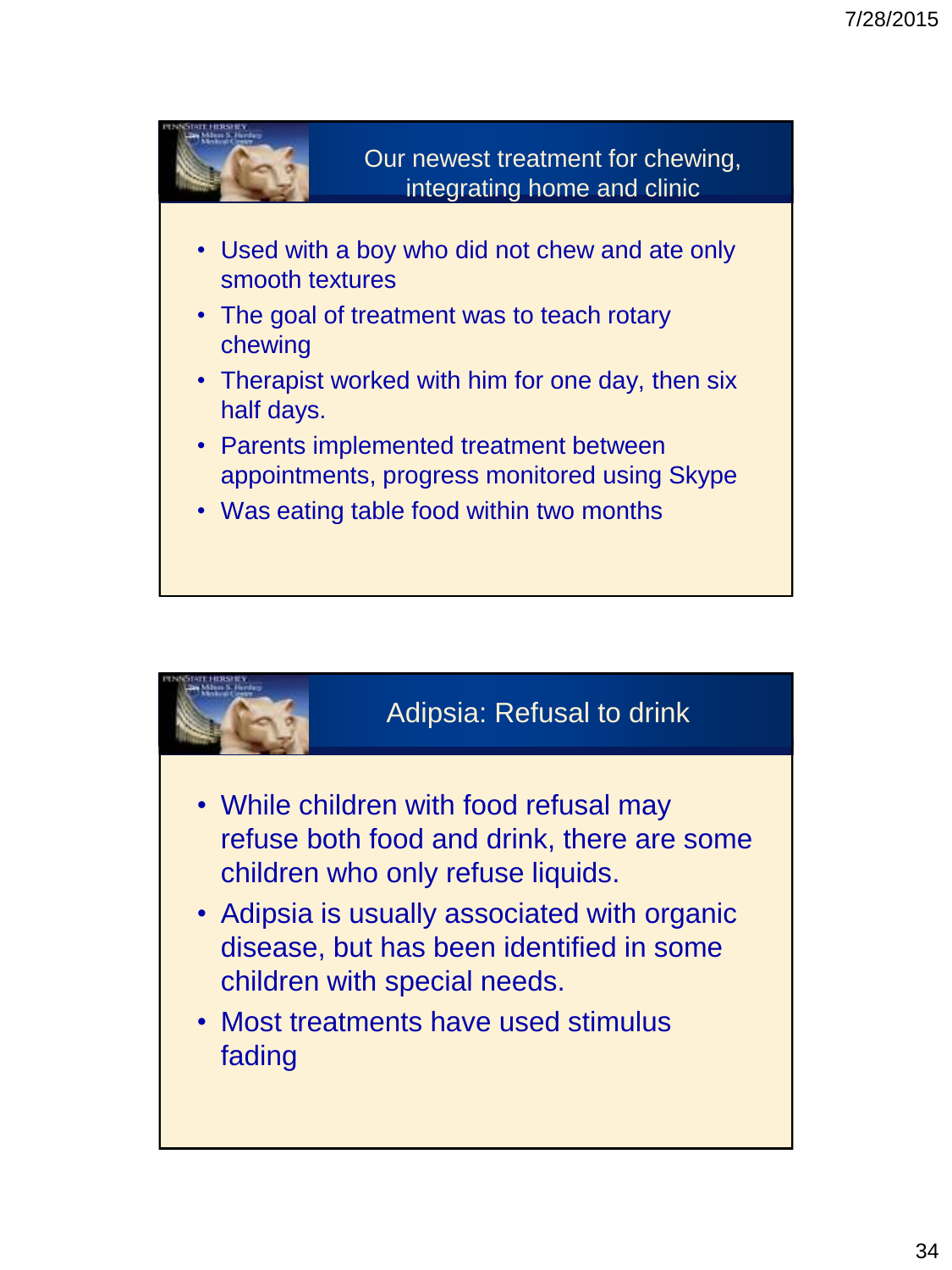## Our newest treatment for chewing, integrating home and clinic

- Used with a boy who did not chew and ate only smooth textures
- The goal of treatment was to teach rotary chewing
- Therapist worked with him for one day, then six half days.
- Parents implemented treatment between appointments, progress monitored using Skype
- Was eating table food within two months

## Adipsia: Refusal to drink

- While children with food refusal may refuse both food and drink, there are some children who only refuse liquids.
- Adipsia is usually associated with organic disease, but has been identified in some children with special needs.
- Most treatments have used stimulus fading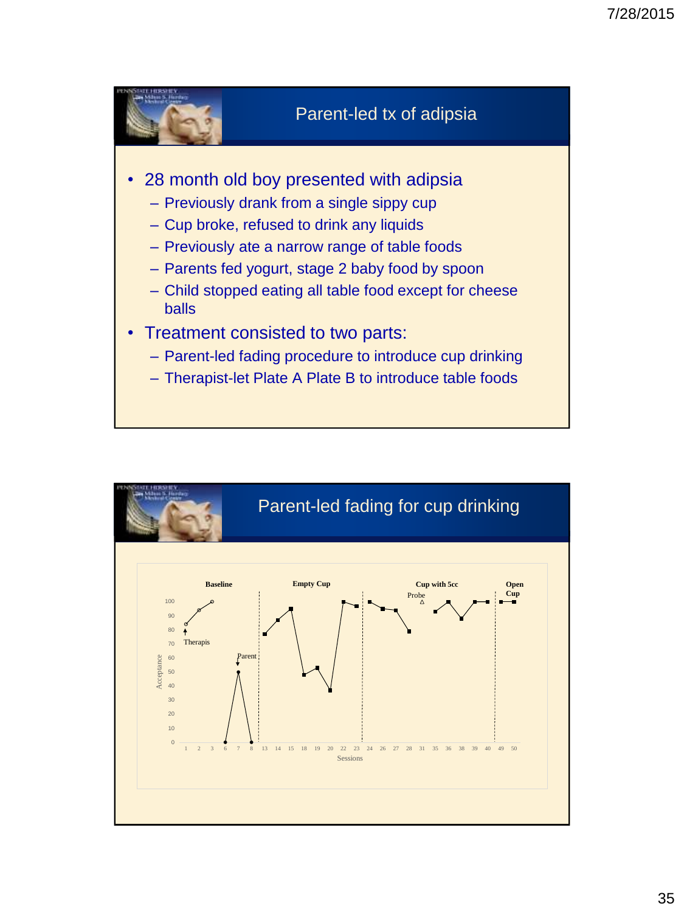## Parent-led tx of adipsia

- 28 month old boy presented with adipsia
  - Previously drank from a single sippy cup
  - Cup broke, refused to drink any liquids
  - Previously ate a narrow range of table foods
  - Parents fed yogurt, stage 2 baby food by spoon
  - Child stopped eating all table food except for cheese balls
- Treatment consisted to two parts:
  - Parent-led fading procedure to introduce cup drinking
  - Therapist-let Plate A Plate B to introduce table foods

## Parent-led fading for cup drinking

Baseline | Empty Cup | Cup with 5cc | Open Cup

Probe

Therapis

Parent

Acceptance

Sessions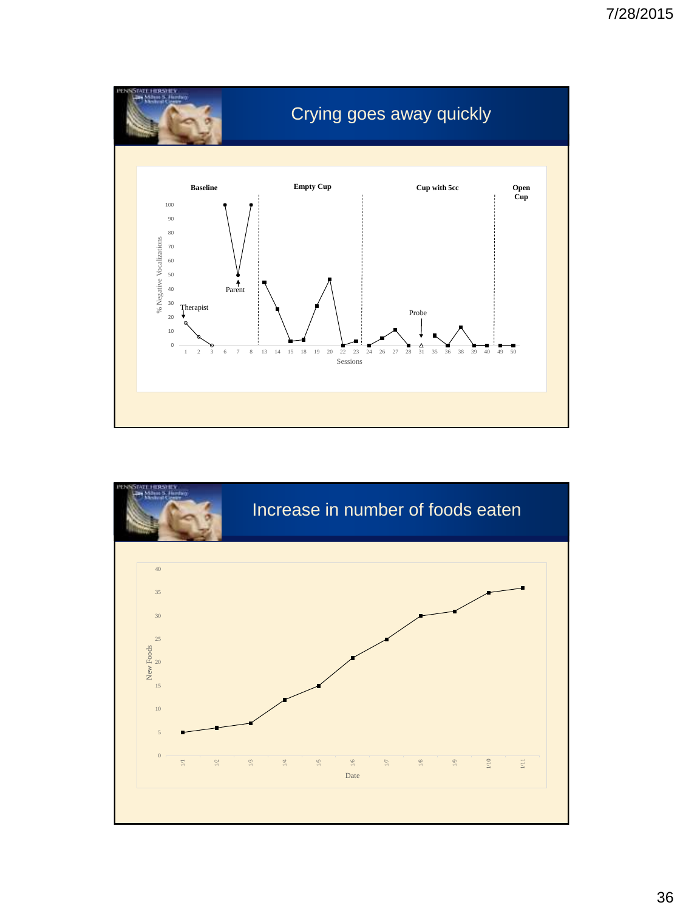## Crying goes away quickly

Baseline | Empty Cup | Cup with 5cc | Open Cup

% Negative Vocalizations

100, 90, 80, 70, 60, 50, 40, 30, 20, 10, 0

Therapist

Parent

Probe

1 2 3 6 7 8 13 14 15 18 19 20 22 23 24 26 27 28 31 35 36 38 39 40 49 50

Sessions

## Increase in number of foods eaten

New Foods

40, 35, 30, 25, 20, 15, 10, 5, 0

1/1 1/2 1/3 1/4 1/5 1/6 1/7 1/8 1/9 1/10 1/11

Date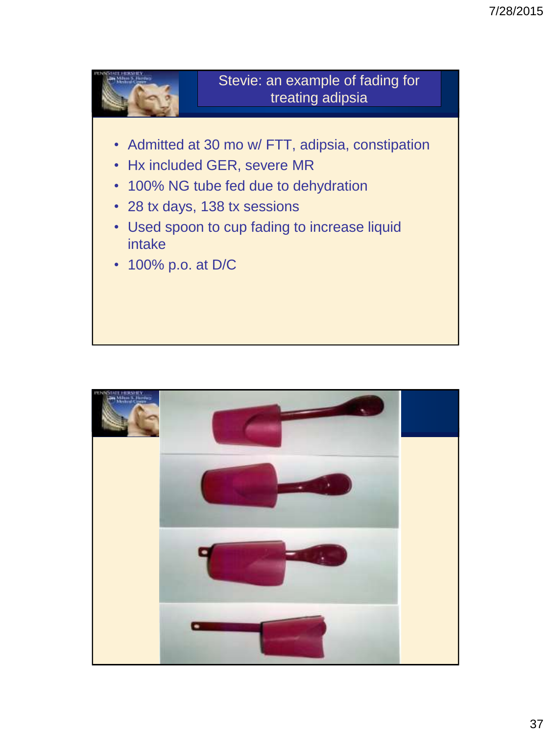## Stevie: an example of fading for treating adipsia

- Admitted at 30 mo w/ FTT, adipsia, constipation
- Hx included GER, severe MR
- 100% NG tube fed due to dehydration
- 28 tx days, 138 tx sessions
- Used spoon to cup fading to increase liquid intake
- 100% p.o. at D/C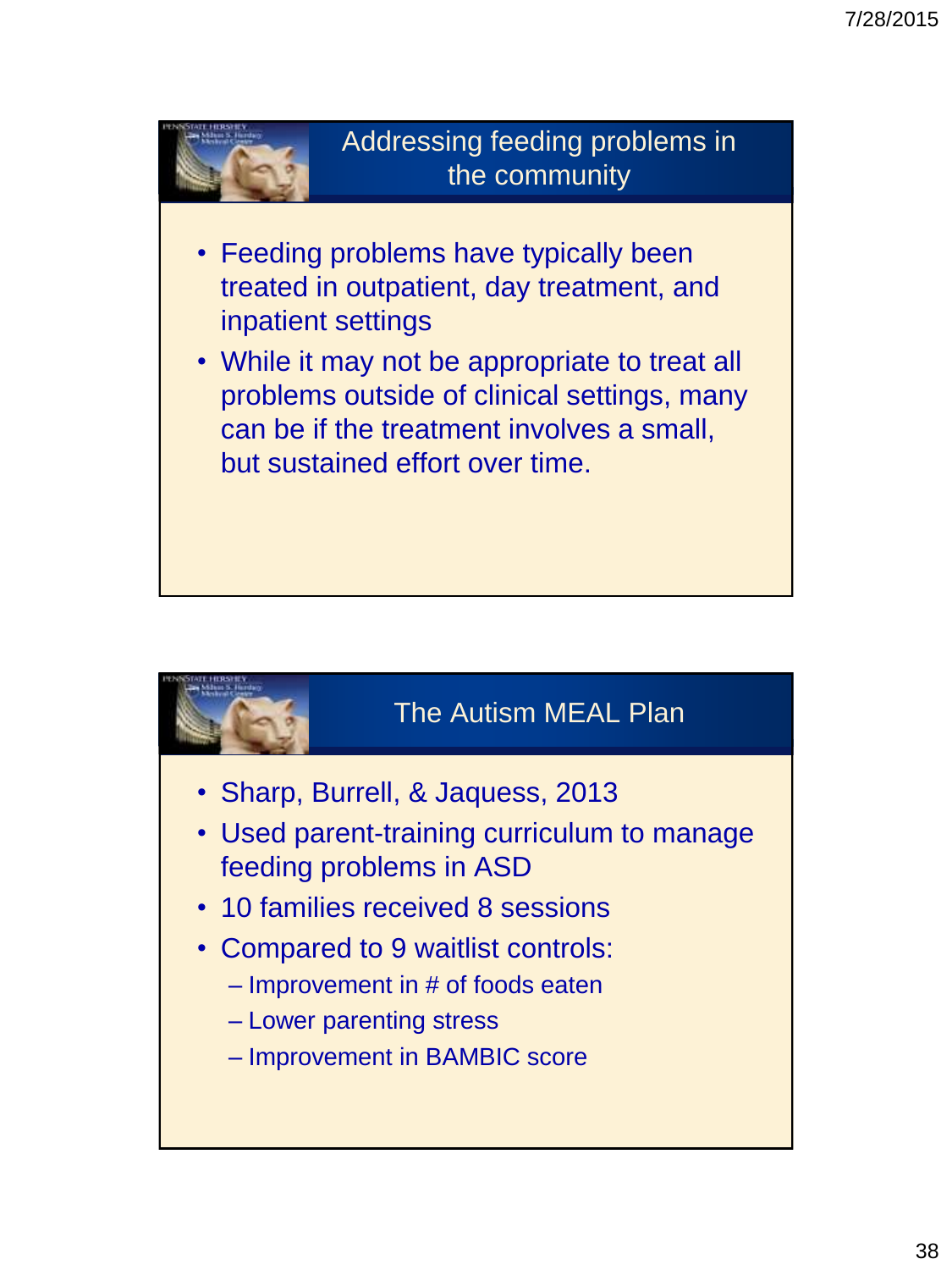## Addressing feeding problems in the community

- Feeding problems have typically been treated in outpatient, day treatment, and inpatient settings
- While it may not be appropriate to treat all problems outside of clinical settings, many can be if the treatment involves a small, but sustained effort over time.

## The Autism MEAL Plan

- Sharp, Burrell, & Jaquess, 2013
- Used parent-training curriculum to manage feeding problems in ASD
- 10 families received 8 sessions
- Compared to 9 waitlist controls:
  - Improvement in # of foods eaten
  - Lower parenting stress
  - Improvement in BAMBIC score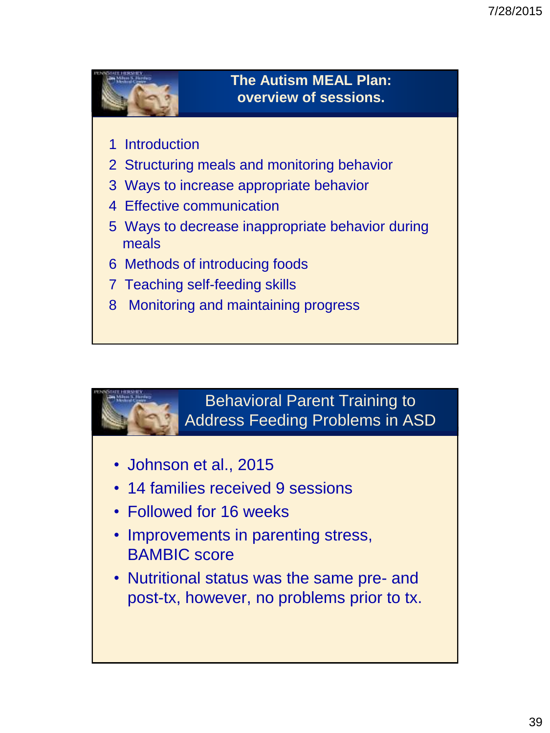## The Autism MEAL Plan: overview of sessions.

1. Introduction
2. Structuring meals and monitoring behavior
3. Ways to increase appropriate behavior
4. Effective communication
5. Ways to decrease inappropriate behavior during meals
6. Methods of introducing foods
7. Teaching self-feeding skills
8. Monitoring and maintaining progress

## Behavioral Parent Training to Address Feeding Problems in ASD

- Johnson et al., 2015
- 14 families received 9 sessions
- Followed for 16 weeks
- Improvements in parenting stress, BAMBIC score
- Nutritional status was the same pre- and post-tx, however, no problems prior to tx.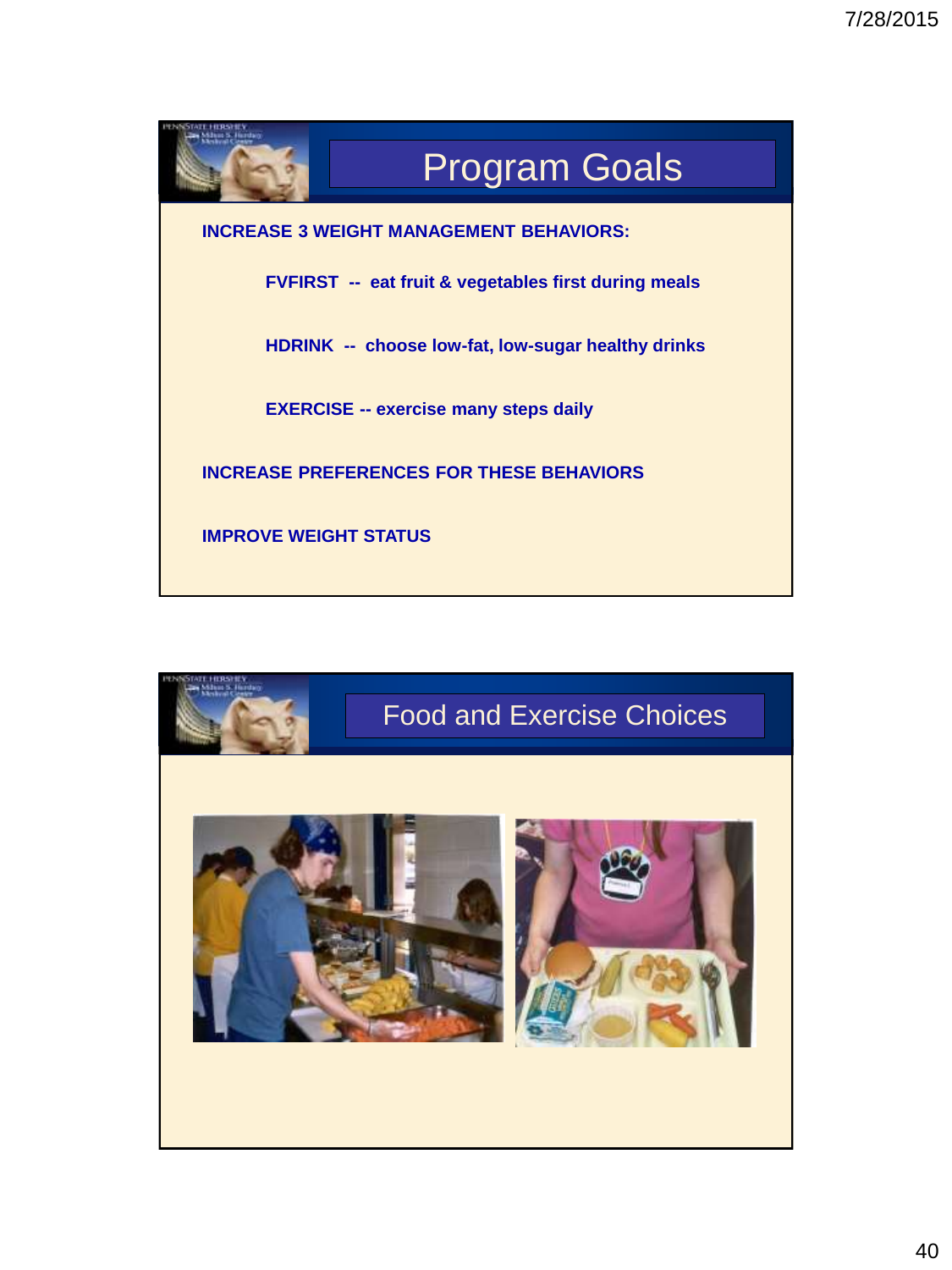## Program Goals

**INCREASE 3 WEIGHT MANAGEMENT BEHAVIORS:**

- **FVFIRST -- eat fruit & vegetables first during meals**
- **HDRINK -- choose low-fat, low-sugar healthy drinks**
- **EXERCISE -- exercise many steps daily**

**INCREASE PREFERENCES FOR THESE BEHAVIORS**

**IMPROVE WEIGHT STATUS**

## Food and Exercise Choices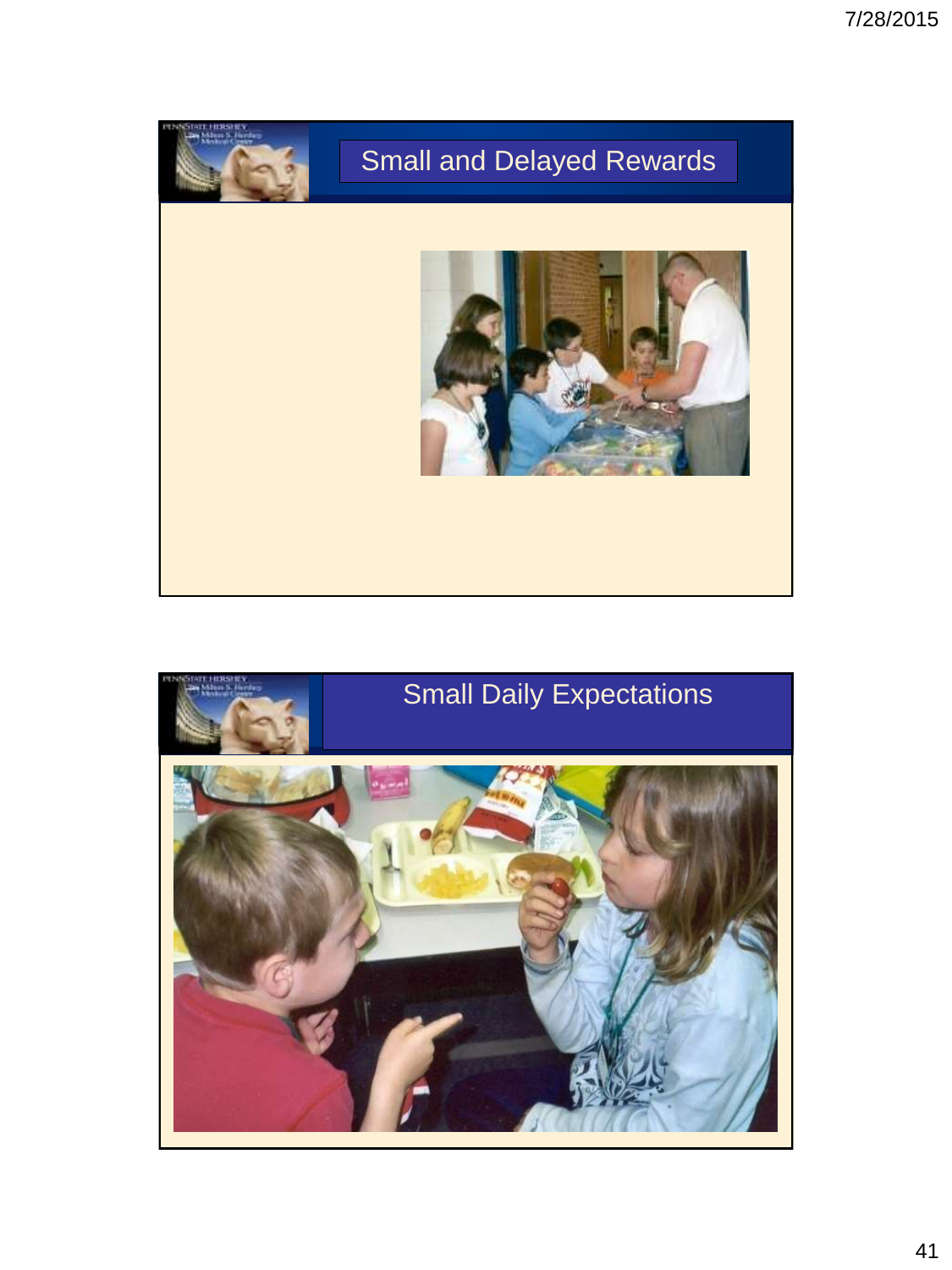## Small and Delayed Rewards

## Small Daily Expectations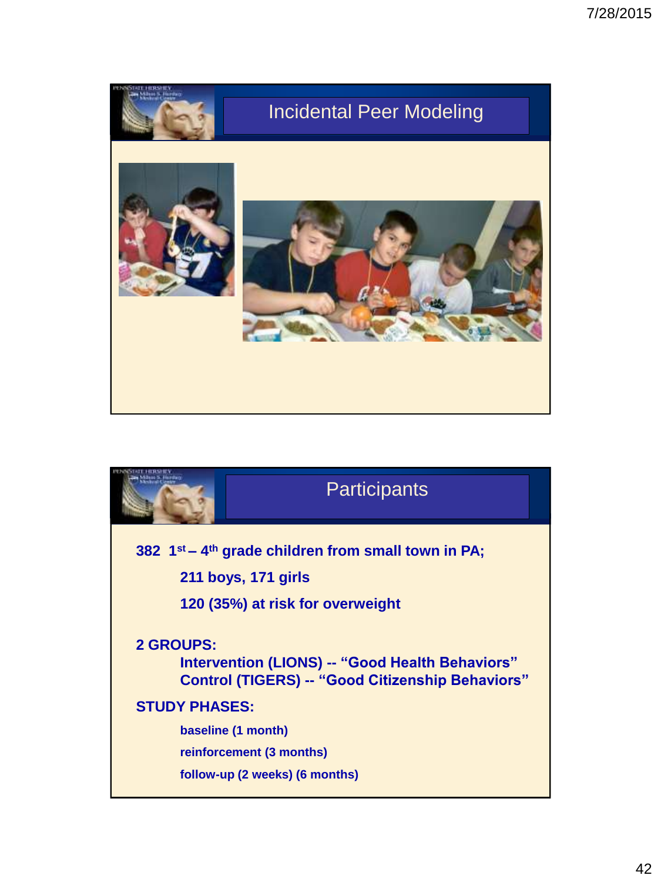## Incidental Peer Modeling

## Participants

**382 1st – 4th grade children from small town in PA;**

- **211 boys, 171 girls**
- **120 (35%) at risk for overweight**

**2 GROUPS:**

- **Intervention (LIONS) -- "Good Health Behaviors"**
- **Control (TIGERS) -- "Good Citizenship Behaviors"**

**STUDY PHASES:**

- **baseline (1 month)**
- **reinforcement (3 months)**
- **follow-up (2 weeks) (6 months)**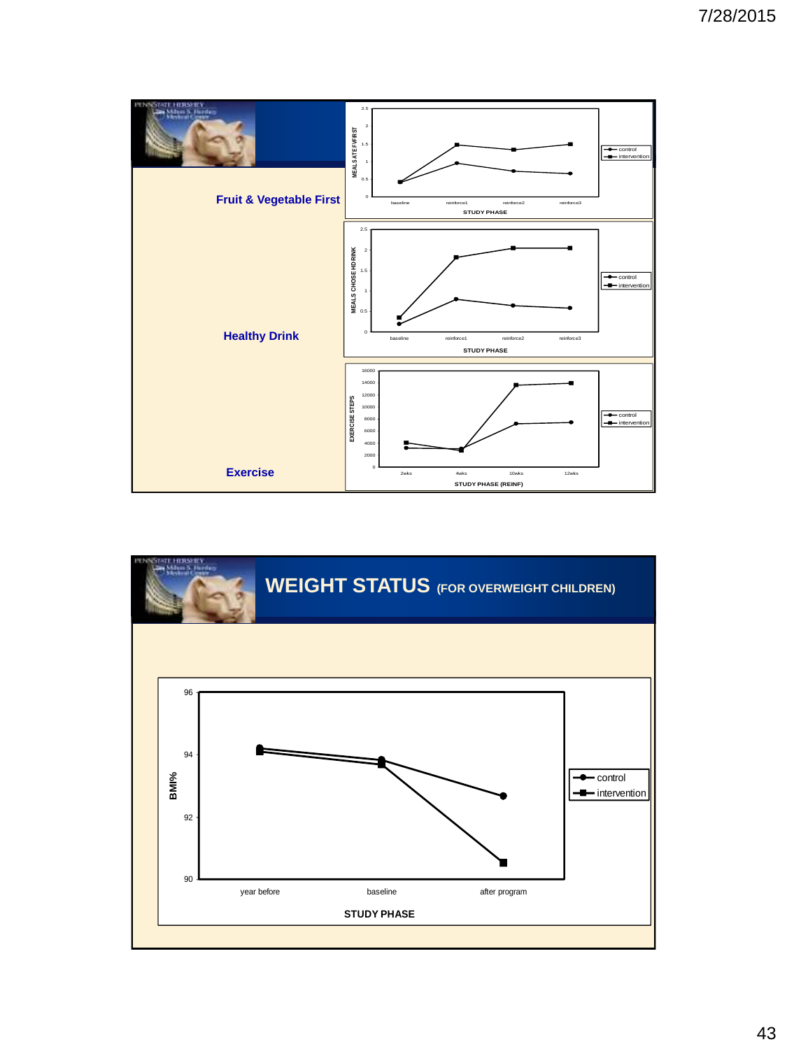Fruit & Vegetable First

Healthy Drink

Exercise

# WEIGHT STATUS (FOR OVERWEIGHT CHILDREN)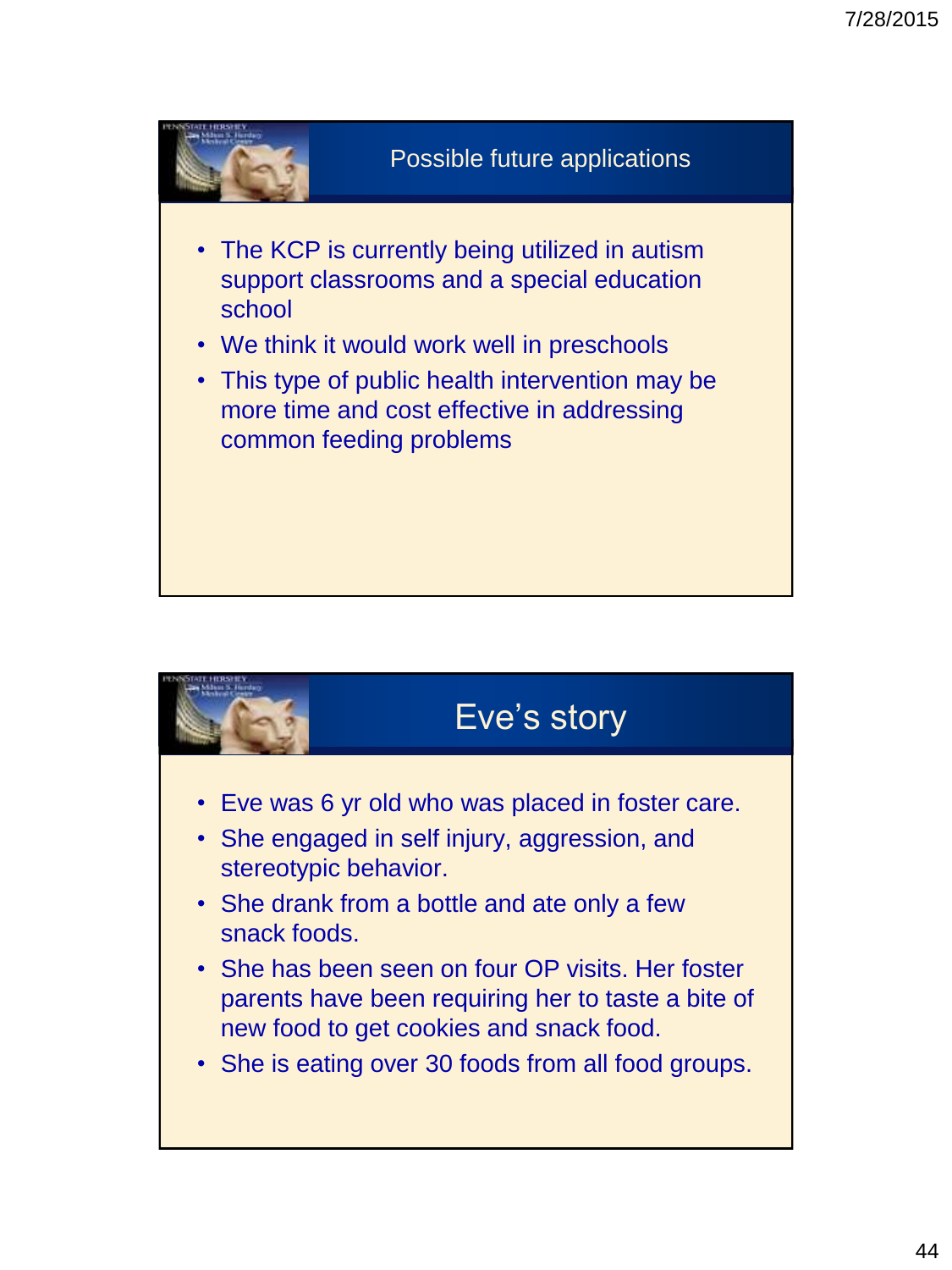## Possible future applications

- The KCP is currently being utilized in autism support classrooms and a special education school
- We think it would work well in preschools
- This type of public health intervention may be more time and cost effective in addressing common feeding problems

## Eve's story

- Eve was 6 yr old who was placed in foster care.
- She engaged in self injury, aggression, and stereotypic behavior.
- She drank from a bottle and ate only a few snack foods.
- She has been seen on four OP visits. Her foster parents have been requiring her to taste a bite of new food to get cookies and snack food.
- She is eating over 30 foods from all food groups.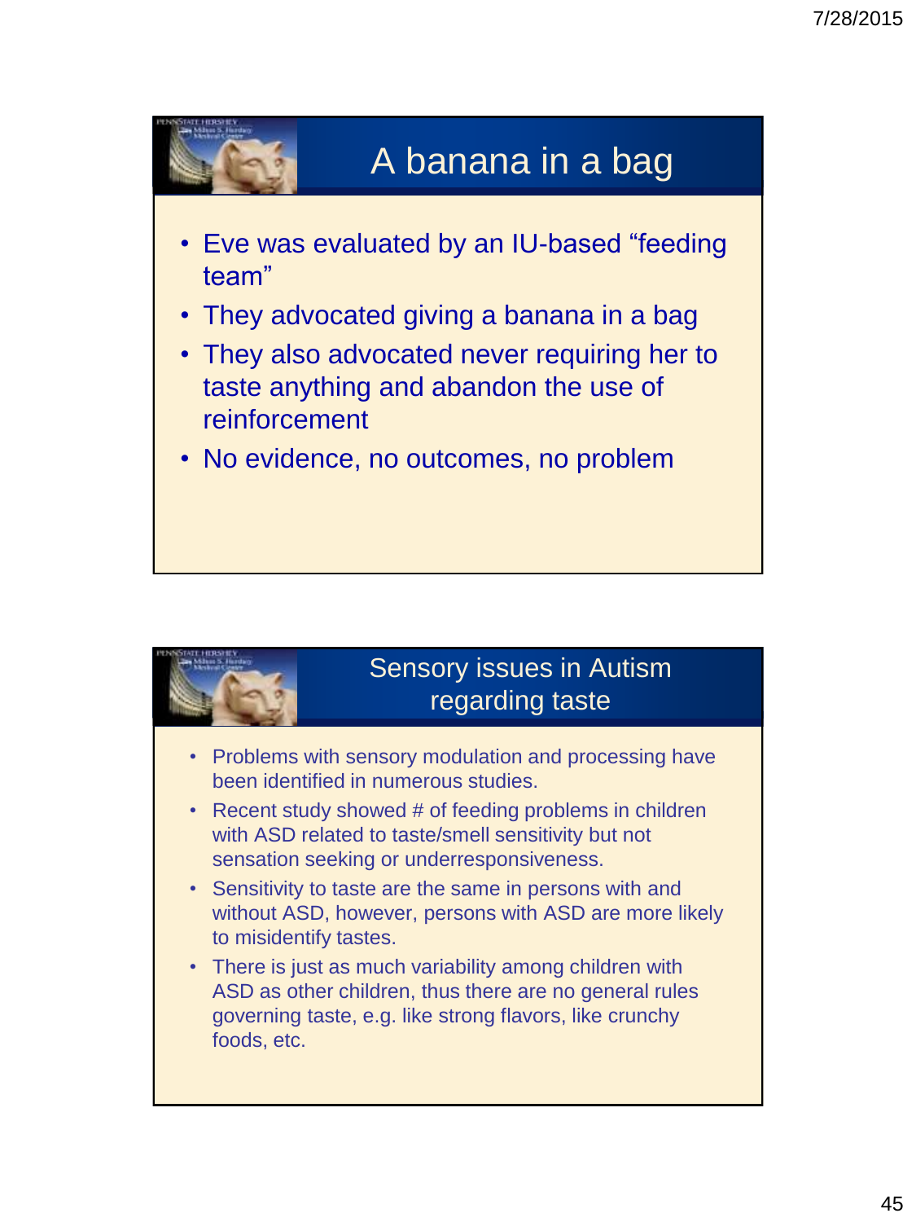## A banana in a bag

- Eve was evaluated by an IU-based "feeding team"
- They advocated giving a banana in a bag
- They also advocated never requiring her to taste anything and abandon the use of reinforcement
- No evidence, no outcomes, no problem

## Sensory issues in Autism regarding taste

- Problems with sensory modulation and processing have been identified in numerous studies.
- Recent study showed # of feeding problems in children with ASD related to taste/smell sensitivity but not sensation seeking or underresponsiveness.
- Sensitivity to taste are the same in persons with and without ASD, however, persons with ASD are more likely to misidentify tastes.
- There is just as much variability among children with ASD as other children, thus there are no general rules governing taste, e.g. like strong flavors, like crunchy foods, etc.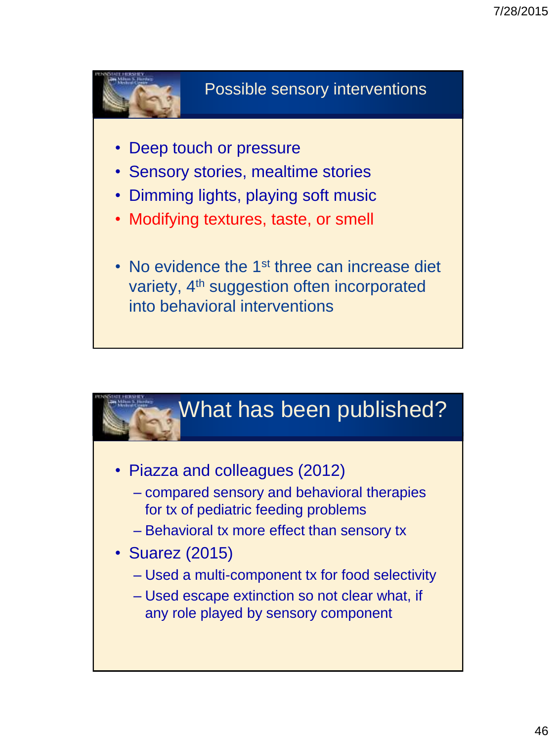## Possible sensory interventions

- Deep touch or pressure
- Sensory stories, mealtime stories
- Dimming lights, playing soft music
- Modifying textures, taste, or smell

- No evidence the 1st three can increase diet variety, 4th suggestion often incorporated into behavioral interventions

## What has been published?

- Piazza and colleagues (2012)
  - compared sensory and behavioral therapies for tx of pediatric feeding problems
  - Behavioral tx more effect than sensory tx
- Suarez (2015)
  - Used a multi-component tx for food selectivity
  - Used escape extinction so not clear what, if any role played by sensory component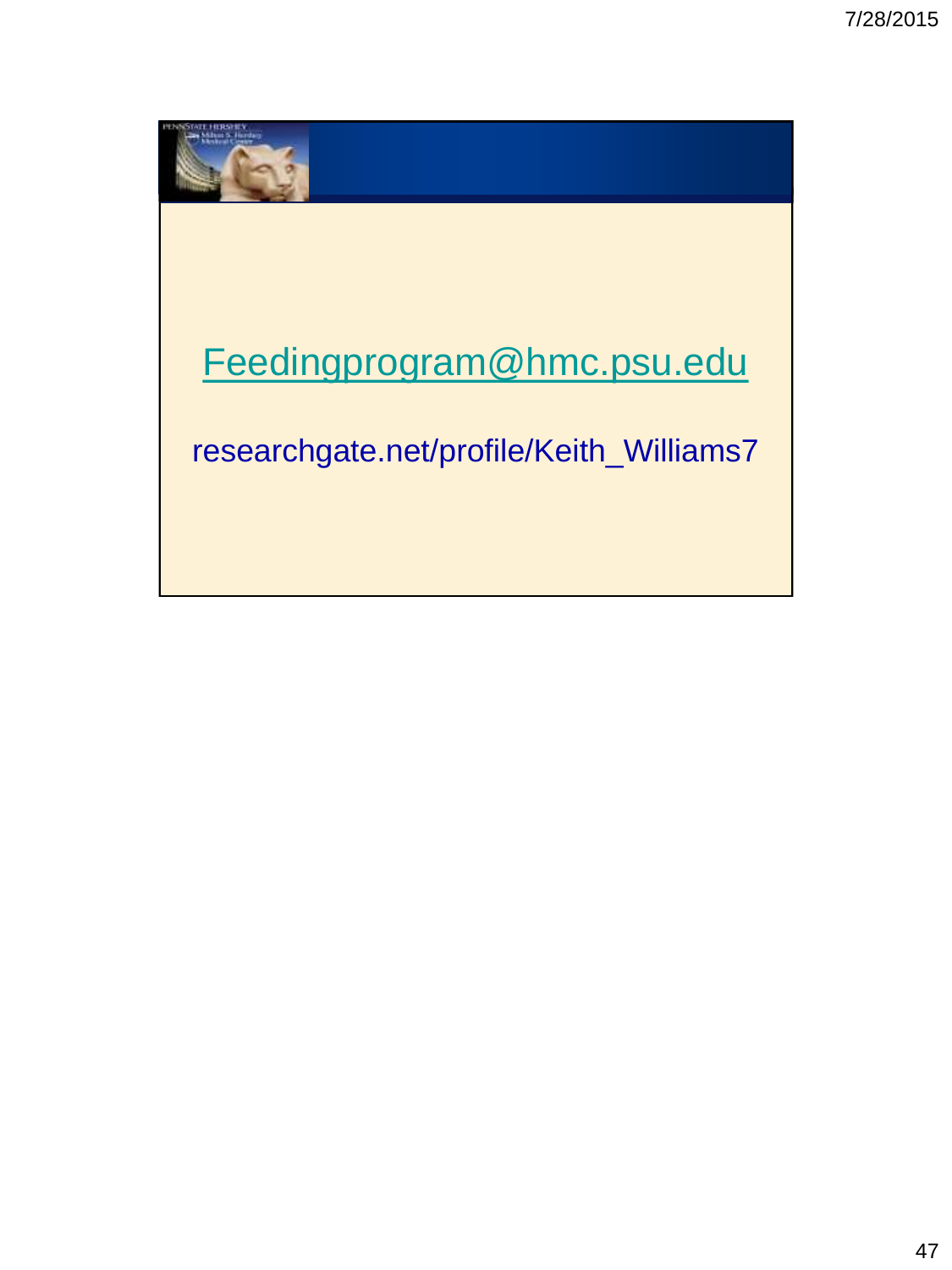Feedingprogram@hmc.psu.edu

researchgate.net/profile/Keith_Williams7